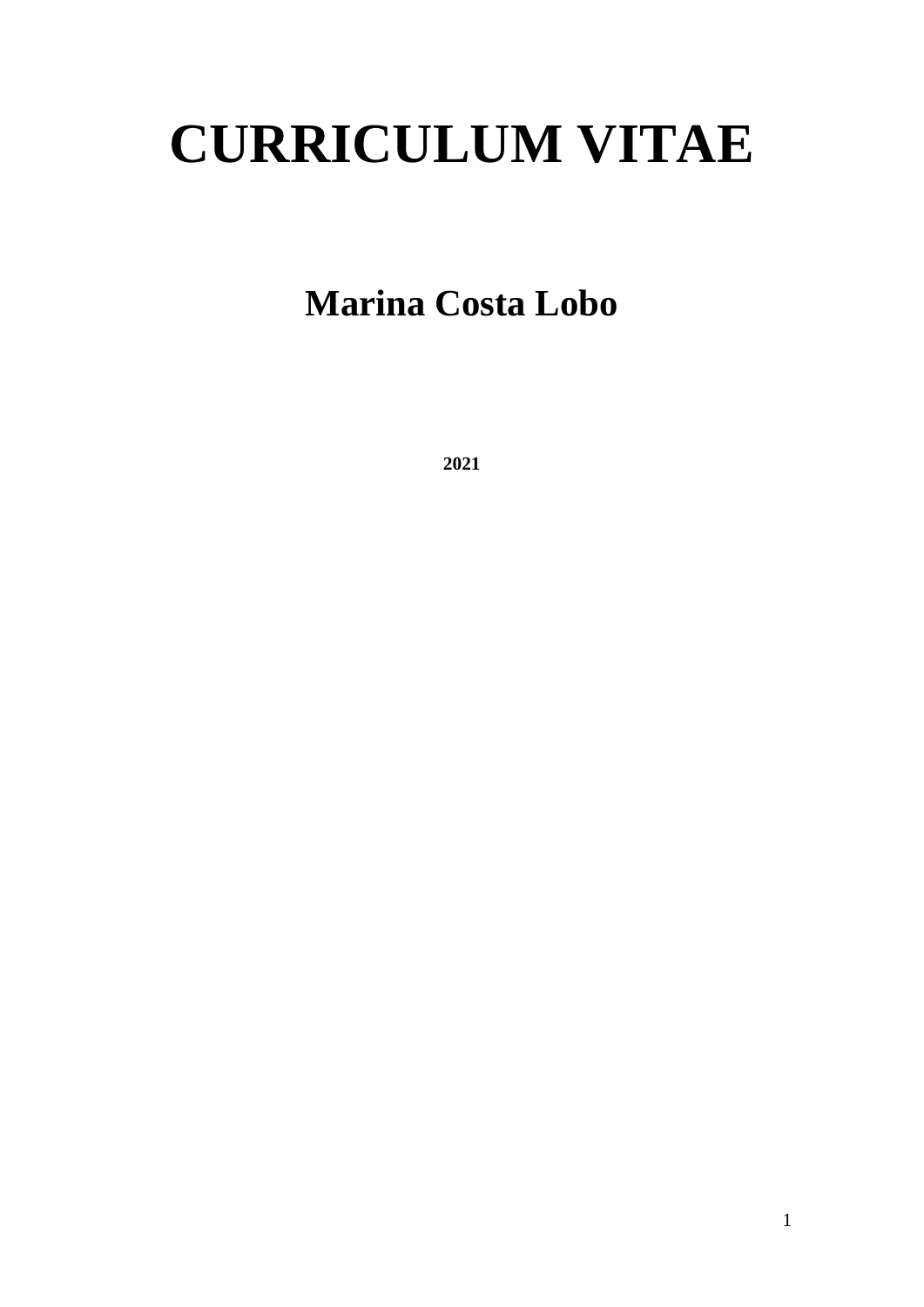# CURRICULUM VITAE

## Marina Costa Lobo

**2021**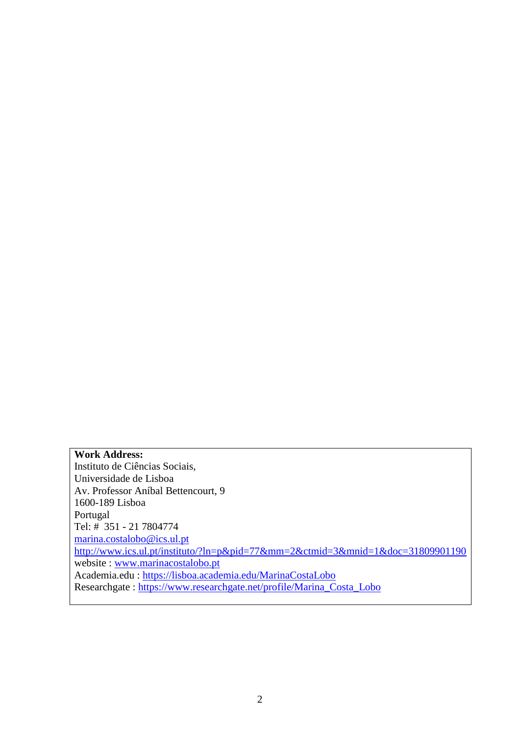**Work Address:**
Instituto de Ciências Sociais,
Universidade de Lisboa
Av. Professor Aníbal Bettencourt, 9
1600-189 Lisboa
Portugal
Tel: # 351 - 21 7804774
marina.costalobo@ics.ul.pt
http://www.ics.ul.pt/instituto/?ln=p&pid=77&mm=2&ctmid=3&mnid=1&doc=31809901190
website : www.marinacostalobo.pt
Academia.edu : https://lisboa.academia.edu/MarinaCostaLobo
Researchgate : https://www.researchgate.net/profile/Marina_Costa_Lobo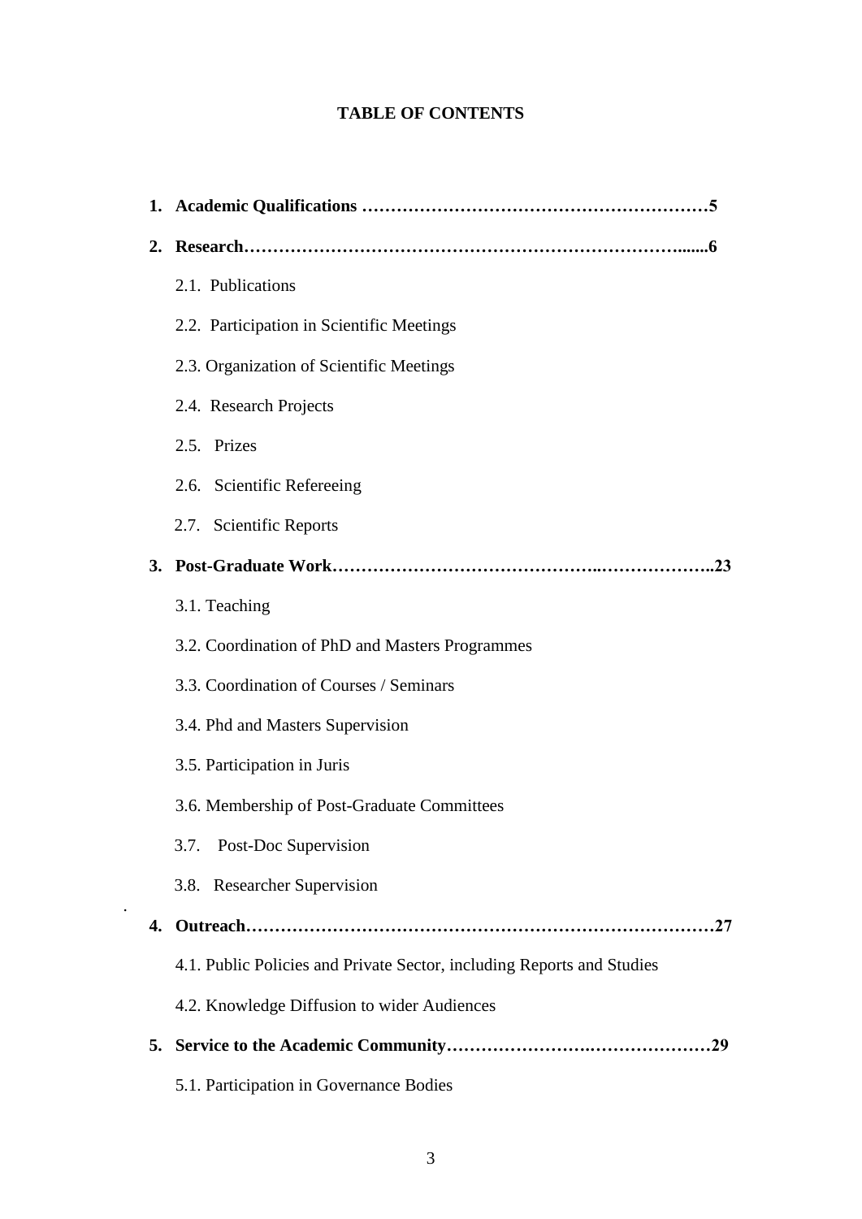# TABLE OF CONTENTS

1. **Academic Qualifications ……………………………………………………5**
2. **Research…………………………………………………………………......6**
   - 2.1. Publications
   - 2.2. Participation in Scientific Meetings
   - 2.3. Organization of Scientific Meetings
   - 2.4. Research Projects
   - 2.5. Prizes
   - 2.6. Scientific Refereeing
   - 2.7. Scientific Reports
3. **Post-Graduate Work……………………………………….………………..23**
   - 3.1. Teaching
   - 3.2. Coordination of PhD and Masters Programmes
   - 3.3. Coordination of Courses / Seminars
   - 3.4. Phd and Masters Supervision
   - 3.5. Participation in Juris
   - 3.6. Membership of Post-Graduate Committees
   - 3.7. Post-Doc Supervision
   - 3.8. Researcher Supervision
4. **Outreach………………………………………………………………………27**
   - 4.1. Public Policies and Private Sector, including Reports and Studies
   - 4.2. Knowledge Diffusion to wider Audiences
5. **Service to the Academic Community…………………….…………………29**
   - 5.1. Participation in Governance Bodies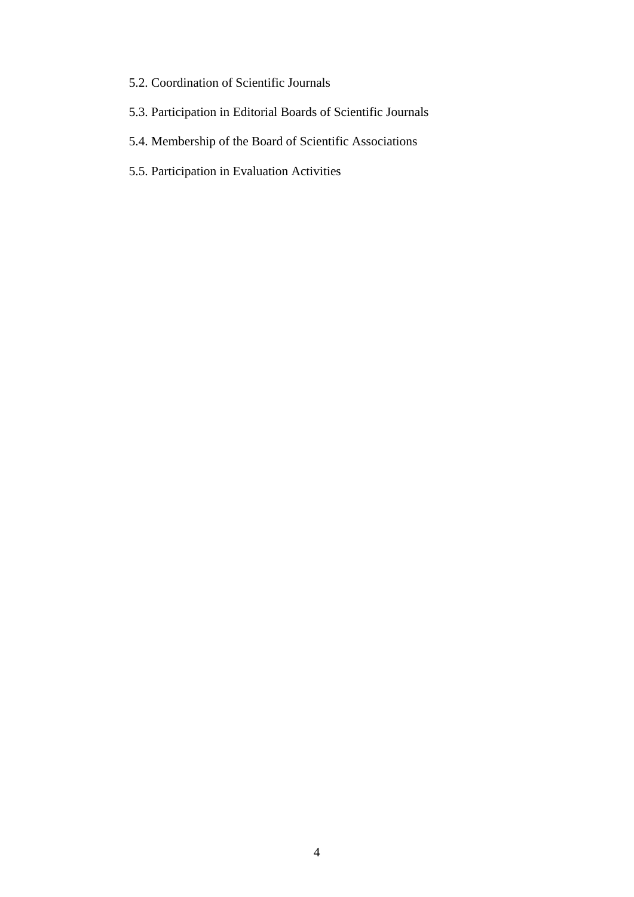5.2. Coordination of Scientific Journals

5.3. Participation in Editorial Boards of Scientific Journals

5.4. Membership of the Board of Scientific Associations

5.5. Participation in Evaluation Activities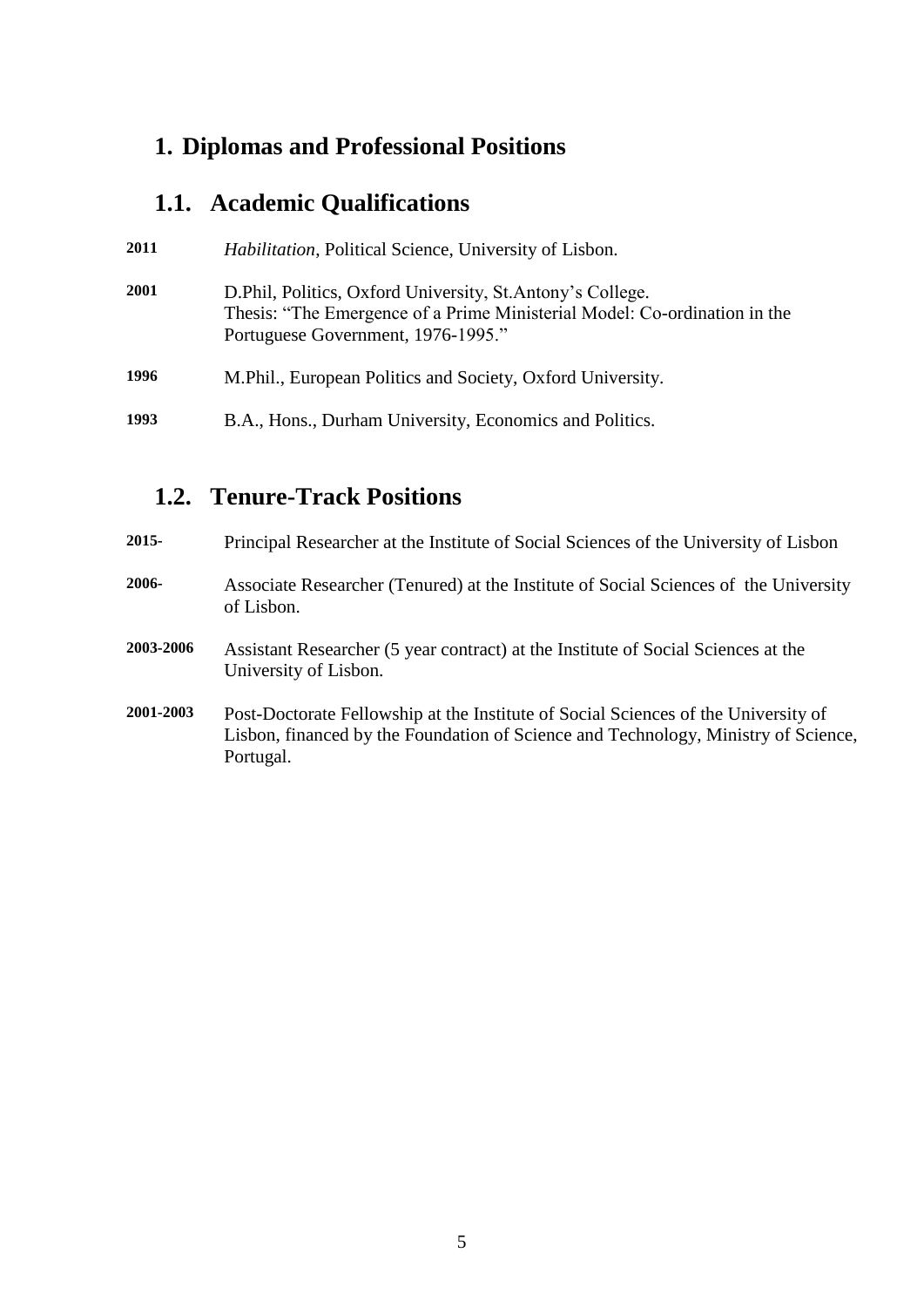# 1. Diplomas and Professional Positions

## 1.1. Academic Qualifications

**2011** *Habilitation*, Political Science, University of Lisbon.

**2001** D.Phil, Politics, Oxford University, St.Antony's College.
Thesis: "The Emergence of a Prime Ministerial Model: Co-ordination in the Portuguese Government, 1976-1995."

**1996** M.Phil., European Politics and Society, Oxford University.

**1993** B.A., Hons., Durham University, Economics and Politics.

## 1.2. Tenure-Track Positions

**2015-** Principal Researcher at the Institute of Social Sciences of the University of Lisbon

**2006-** Associate Researcher (Tenured) at the Institute of Social Sciences of the University of Lisbon.

**2003-2006** Assistant Researcher (5 year contract) at the Institute of Social Sciences at the University of Lisbon.

**2001-2003** Post-Doctorate Fellowship at the Institute of Social Sciences of the University of Lisbon, financed by the Foundation of Science and Technology, Ministry of Science, Portugal.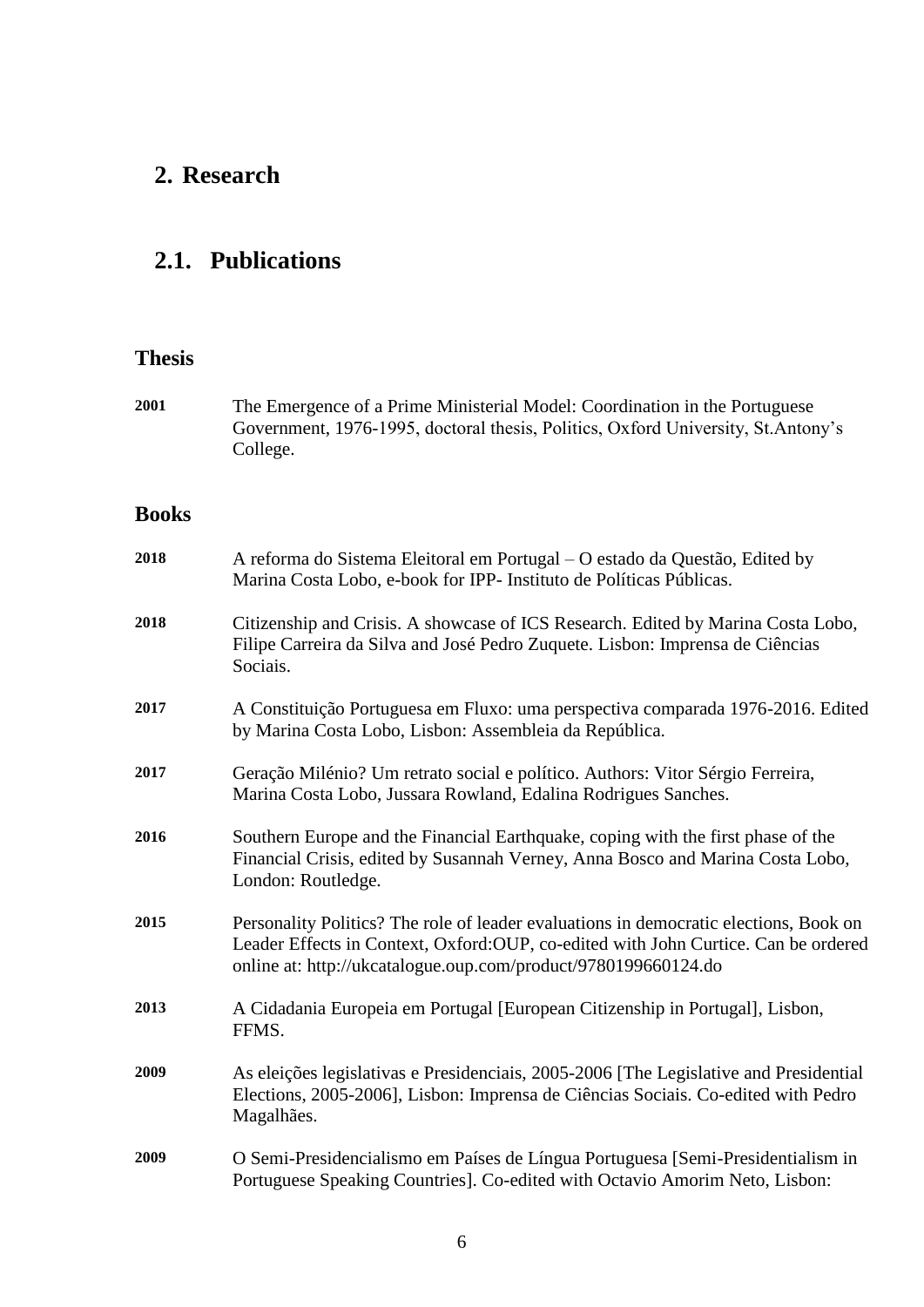## 2. Research

### 2.1. Publications

#### Thesis

**2001** The Emergence of a Prime Ministerial Model: Coordination in the Portuguese Government, 1976-1995, doctoral thesis, Politics, Oxford University, St.Antony's College.

#### Books

**2018** A reforma do Sistema Eleitoral em Portugal – O estado da Questão, Edited by Marina Costa Lobo, e-book for IPP- Instituto de Políticas Públicas.

**2018** Citizenship and Crisis. A showcase of ICS Research. Edited by Marina Costa Lobo, Filipe Carreira da Silva and José Pedro Zuquete. Lisbon: Imprensa de Ciências Sociais.

**2017** A Constituição Portuguesa em Fluxo: uma perspectiva comparada 1976-2016. Edited by Marina Costa Lobo, Lisbon: Assembleia da República.

**2017** Geração Milénio? Um retrato social e político. Authors: Vitor Sérgio Ferreira, Marina Costa Lobo, Jussara Rowland, Edalina Rodrigues Sanches.

**2016** Southern Europe and the Financial Earthquake, coping with the first phase of the Financial Crisis, edited by Susannah Verney, Anna Bosco and Marina Costa Lobo, London: Routledge.

**2015** Personality Politics? The role of leader evaluations in democratic elections, Book on Leader Effects in Context, Oxford:OUP, co-edited with John Curtice. Can be ordered online at: http://ukcatalogue.oup.com/product/9780199660124.do

**2013** A Cidadania Europeia em Portugal [European Citizenship in Portugal], Lisbon, FFMS.

**2009** As eleições legislativas e Presidenciais, 2005-2006 [The Legislative and Presidential Elections, 2005-2006], Lisbon: Imprensa de Ciências Sociais. Co-edited with Pedro Magalhães.

**2009** O Semi-Presidencialismo em Países de Língua Portuguesa [Semi-Presidentialism in Portuguese Speaking Countries]. Co-edited with Octavio Amorim Neto, Lisbon: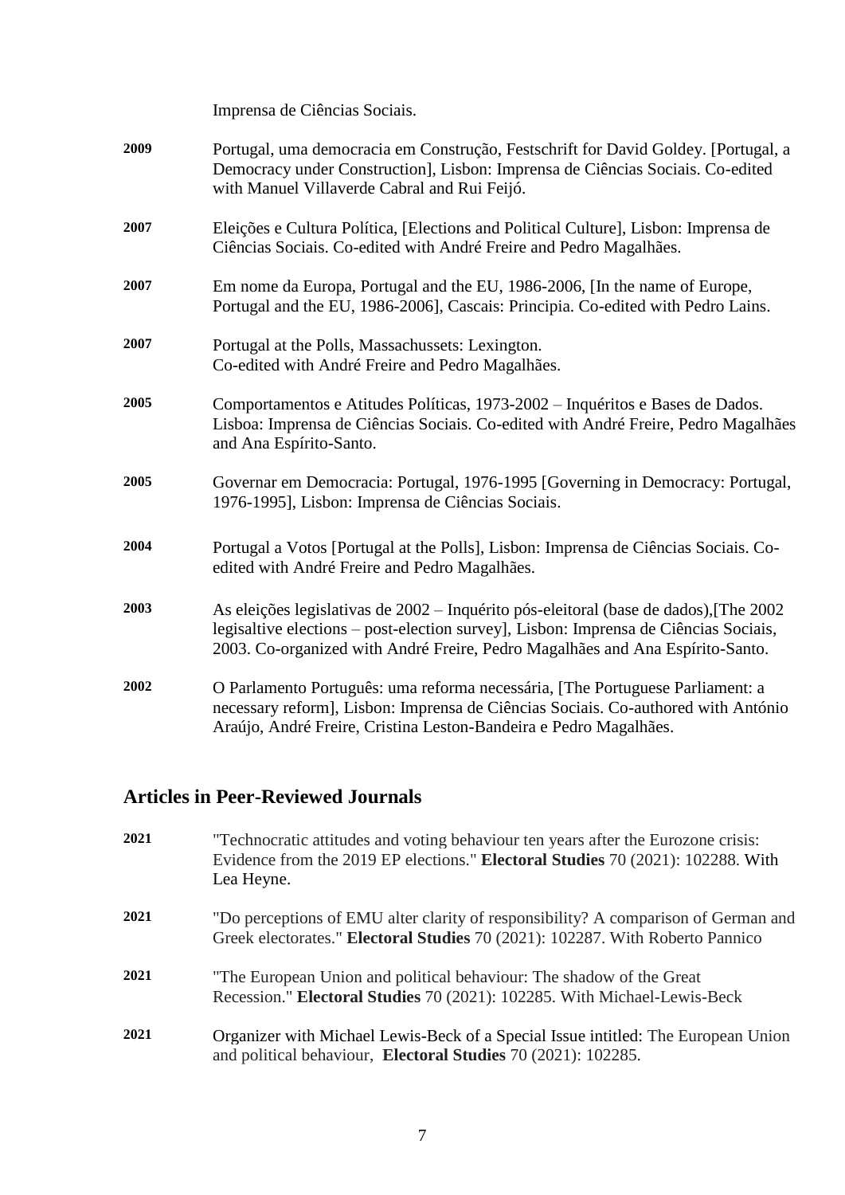Imprensa de Ciências Sociais.

**2009** Portugal, uma democracia em Construção, Festschrift for David Goldey. [Portugal, a Democracy under Construction], Lisbon: Imprensa de Ciências Sociais. Co-edited with Manuel Villaverde Cabral and Rui Feijó.

**2007** Eleições e Cultura Política, [Elections and Political Culture], Lisbon: Imprensa de Ciências Sociais. Co-edited with André Freire and Pedro Magalhães.

**2007** Em nome da Europa, Portugal and the EU, 1986-2006, [In the name of Europe, Portugal and the EU, 1986-2006], Cascais: Principia. Co-edited with Pedro Lains.

**2007** Portugal at the Polls, Massachussets: Lexington.
Co-edited with André Freire and Pedro Magalhães.

**2005** Comportamentos e Atitudes Políticas, 1973-2002 – Inquéritos e Bases de Dados. Lisboa: Imprensa de Ciências Sociais. Co-edited with André Freire, Pedro Magalhães and Ana Espírito-Santo.

**2005** Governar em Democracia: Portugal, 1976-1995 [Governing in Democracy: Portugal, 1976-1995], Lisbon: Imprensa de Ciências Sociais.

**2004** Portugal a Votos [Portugal at the Polls], Lisbon: Imprensa de Ciências Sociais. Co-edited with André Freire and Pedro Magalhães.

**2003** As eleições legislativas de 2002 – Inquérito pós-eleitoral (base de dados),[The 2002 legisaltive elections – post-election survey], Lisbon: Imprensa de Ciências Sociais, 2003. Co-organized with André Freire, Pedro Magalhães and Ana Espírito-Santo.

**2002** O Parlamento Português: uma reforma necessária, [The Portuguese Parliament: a necessary reform], Lisbon: Imprensa de Ciências Sociais. Co-authored with António Araújo, André Freire, Cristina Leston-Bandeira e Pedro Magalhães.

## Articles in Peer-Reviewed Journals

**2021** "Technocratic attitudes and voting behaviour ten years after the Eurozone crisis: Evidence from the 2019 EP elections." **Electoral Studies** 70 (2021): 102288. With Lea Heyne.

**2021** "Do perceptions of EMU alter clarity of responsibility? A comparison of German and Greek electorates." **Electoral Studies** 70 (2021): 102287. With Roberto Pannico

**2021** "The European Union and political behaviour: The shadow of the Great Recession." **Electoral Studies** 70 (2021): 102285. With Michael-Lewis-Beck

**2021** Organizer with Michael Lewis-Beck of a Special Issue intitled: The European Union and political behaviour, **Electoral Studies** 70 (2021): 102285.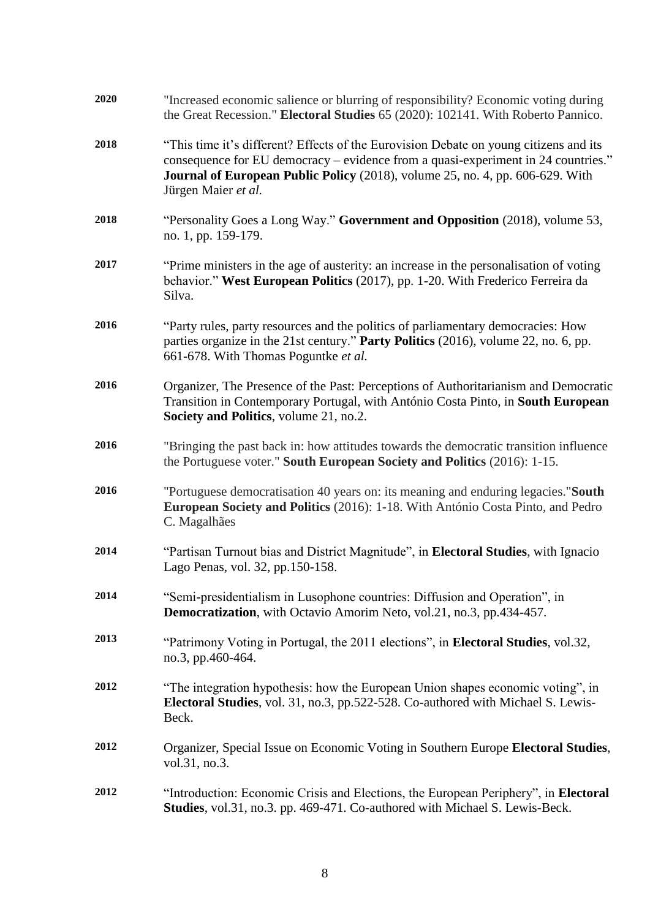**2020** "Increased economic salience or blurring of responsibility? Economic voting during the Great Recession." **Electoral Studies** 65 (2020): 102141. With Roberto Pannico.

**2018** "This time it's different? Effects of the Eurovision Debate on young citizens and its consequence for EU democracy – evidence from a quasi-experiment in 24 countries." **Journal of European Public Policy** (2018), volume 25, no. 4, pp. 606-629. With Jürgen Maier *et al.*

**2018** "Personality Goes a Long Way." **Government and Opposition** (2018), volume 53, no. 1, pp. 159-179.

**2017** "Prime ministers in the age of austerity: an increase in the personalisation of voting behavior." **West European Politics** (2017), pp. 1-20. With Frederico Ferreira da Silva.

**2016** "Party rules, party resources and the politics of parliamentary democracies: How parties organize in the 21st century." **Party Politics** (2016), volume 22, no. 6, pp. 661-678. With Thomas Poguntke *et al.*

**2016** Organizer, The Presence of the Past: Perceptions of Authoritarianism and Democratic Transition in Contemporary Portugal, with António Costa Pinto, in **South European Society and Politics**, volume 21, no.2.

**2016** "Bringing the past back in: how attitudes towards the democratic transition influence the Portuguese voter." **South European Society and Politics** (2016): 1-15.

**2016** "Portuguese democratisation 40 years on: its meaning and enduring legacies."**South European Society and Politics** (2016): 1-18. With António Costa Pinto, and Pedro C. Magalhães

**2014** "Partisan Turnout bias and District Magnitude", in **Electoral Studies**, with Ignacio Lago Penas, vol. 32, pp.150-158.

**2014** "Semi-presidentialism in Lusophone countries: Diffusion and Operation", in **Democratization**, with Octavio Amorim Neto, vol.21, no.3, pp.434-457.

**2013** "Patrimony Voting in Portugal, the 2011 elections", in **Electoral Studies**, vol.32, no.3, pp.460-464.

**2012** "The integration hypothesis: how the European Union shapes economic voting", in **Electoral Studies**, vol. 31, no.3, pp.522-528. Co-authored with Michael S. Lewis-Beck.

**2012** Organizer, Special Issue on Economic Voting in Southern Europe **Electoral Studies**, vol.31, no.3.

**2012** "Introduction: Economic Crisis and Elections, the European Periphery", in **Electoral Studies**, vol.31, no.3. pp. 469-471. Co-authored with Michael S. Lewis-Beck.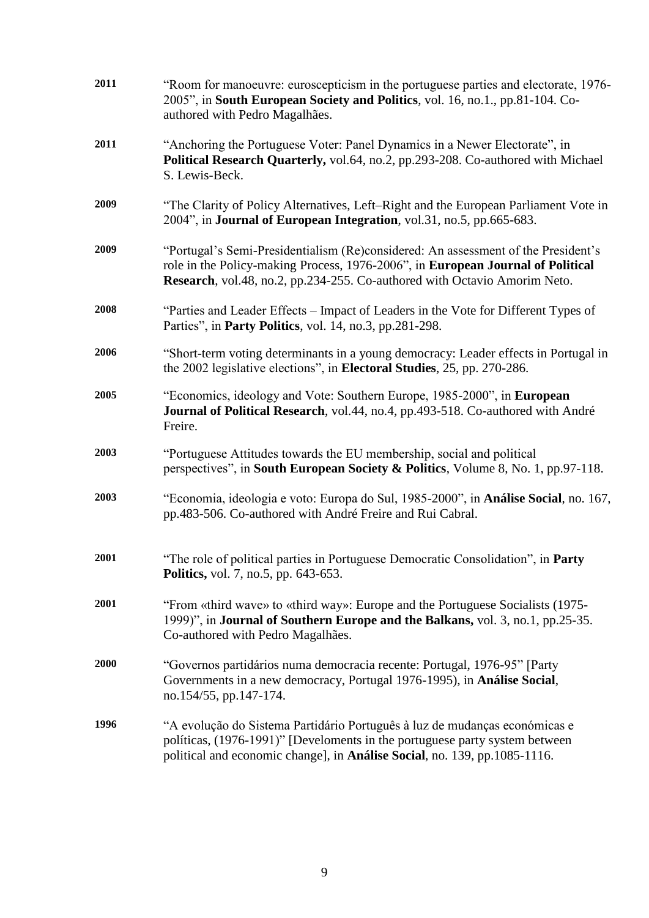**2011** "Room for manoeuvre: euroscepticism in the portuguese parties and electorate, 1976-2005", in **South European Society and Politics**, vol. 16, no.1., pp.81-104. Co-authored with Pedro Magalhães.

**2011** "Anchoring the Portuguese Voter: Panel Dynamics in a Newer Electorate", in **Political Research Quarterly,** vol.64, no.2, pp.293-208. Co-authored with Michael S. Lewis-Beck.

**2009** "The Clarity of Policy Alternatives, Left–Right and the European Parliament Vote in 2004", in **Journal of European Integration**, vol.31, no.5, pp.665-683.

**2009** "Portugal's Semi-Presidentialism (Re)considered: An assessment of the President's role in the Policy-making Process, 1976-2006", in **European Journal of Political Research**, vol.48, no.2, pp.234-255. Co-authored with Octavio Amorim Neto.

**2008** "Parties and Leader Effects – Impact of Leaders in the Vote for Different Types of Parties", in **Party Politics**, vol. 14, no.3, pp.281-298.

**2006** "Short-term voting determinants in a young democracy: Leader effects in Portugal in the 2002 legislative elections", in **Electoral Studies**, 25, pp. 270-286.

**2005** "Economics, ideology and Vote: Southern Europe, 1985-2000", in **European Journal of Political Research**, vol.44, no.4, pp.493-518. Co-authored with André Freire.

**2003** "Portuguese Attitudes towards the EU membership, social and political perspectives", in **South European Society & Politics**, Volume 8, No. 1, pp.97-118.

**2003** "Economia, ideologia e voto: Europa do Sul, 1985-2000", in **Análise Social**, no. 167, pp.483-506. Co-authored with André Freire and Rui Cabral.

**2001** "The role of political parties in Portuguese Democratic Consolidation", in **Party Politics,** vol. 7, no.5, pp. 643-653.

**2001** "From «third wave» to «third way»: Europe and the Portuguese Socialists (1975-1999)", in **Journal of Southern Europe and the Balkans,** vol. 3, no.1, pp.25-35. Co-authored with Pedro Magalhães.

**2000** "Governos partidários numa democracia recente: Portugal, 1976-95" [Party Governments in a new democracy, Portugal 1976-1995), in **Análise Social**, no.154/55, pp.147-174.

**1996** "A evolução do Sistema Partidário Português à luz de mudanças económicas e políticas, (1976-1991)" [Develoments in the portuguese party system between political and economic change], in **Análise Social**, no. 139, pp.1085-1116.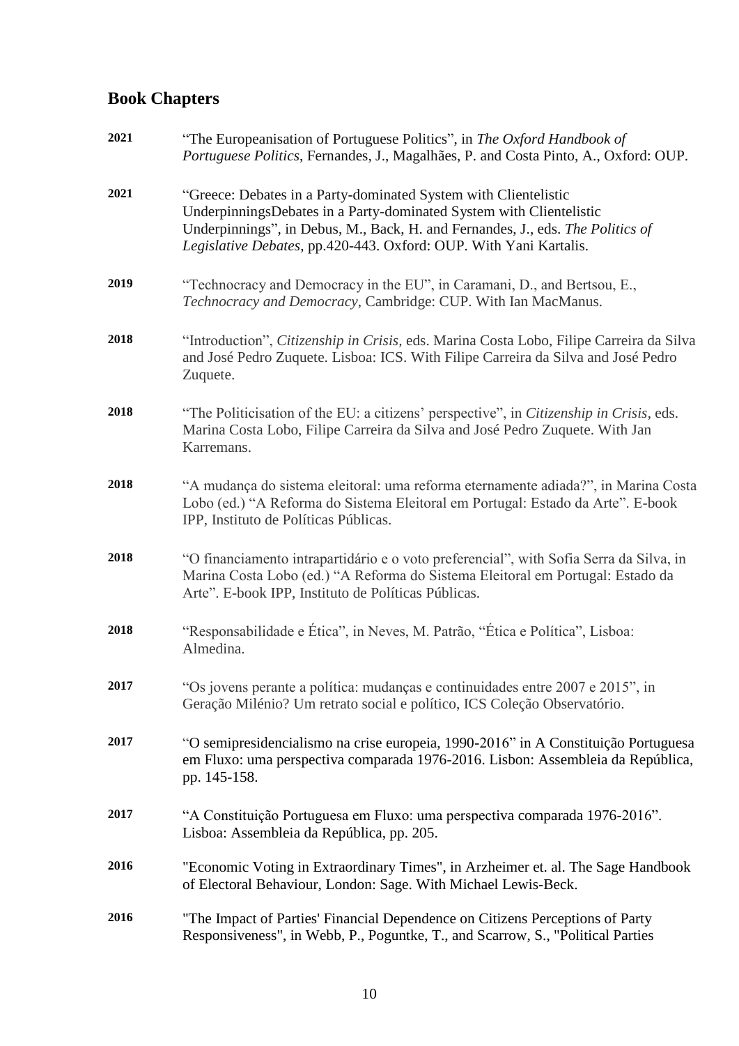## Book Chapters

**2021** “The Europeanisation of Portuguese Politics”, in *The Oxford Handbook of Portuguese Politics*, Fernandes, J., Magalhães, P. and Costa Pinto, A., Oxford: OUP.

**2021** “Greece: Debates in a Party-dominated System with Clientelistic UnderpinningsDebates in a Party-dominated System with Clientelistic Underpinnings”, in Debus, M., Back, H. and Fernandes, J., eds. *The Politics of Legislative Debates*, pp.420-443. Oxford: OUP. With Yani Kartalis.

**2019** “Technocracy and Democracy in the EU”, in Caramani, D., and Bertsou, E., *Technocracy and Democracy*, Cambridge: CUP. With Ian MacManus.

**2018** “Introduction”, *Citizenship in Crisis,* eds. Marina Costa Lobo, Filipe Carreira da Silva and José Pedro Zuquete. Lisboa: ICS. With Filipe Carreira da Silva and José Pedro Zuquete.

**2018** “The Politicisation of the EU: a citizens’ perspective”, in *Citizenship in Crisis*, eds. Marina Costa Lobo, Filipe Carreira da Silva and José Pedro Zuquete. With Jan Karremans.

**2018** “A mudança do sistema eleitoral: uma reforma eternamente adiada?”, in Marina Costa Lobo (ed.) “A Reforma do Sistema Eleitoral em Portugal: Estado da Arte”. E-book IPP, Instituto de Políticas Públicas.

**2018** “O financiamento intrapartidário e o voto preferencial”, with Sofia Serra da Silva, in Marina Costa Lobo (ed.) “A Reforma do Sistema Eleitoral em Portugal: Estado da Arte”. E-book IPP, Instituto de Políticas Públicas.

**2018** “Responsabilidade e Ética”, in Neves, M. Patrão, “Ética e Política”, Lisboa: Almedina.

**2017** “Os jovens perante a política: mudanças e continuidades entre 2007 e 2015”, in Geração Milénio? Um retrato social e político, ICS Coleção Observatório.

**2017** “O semipresidencialismo na crise europeia, 1990-2016” in A Constituição Portuguesa em Fluxo: uma perspectiva comparada 1976-2016. Lisbon: Assembleia da República, pp. 145-158.

**2017** “A Constituição Portuguesa em Fluxo: uma perspectiva comparada 1976-2016”. Lisboa: Assembleia da República, pp. 205.

**2016** "Economic Voting in Extraordinary Times", in Arzheimer et. al. The Sage Handbook of Electoral Behaviour, London: Sage. With Michael Lewis-Beck.

**2016** "The Impact of Parties' Financial Dependence on Citizens Perceptions of Party Responsiveness", in Webb, P., Poguntke, T., and Scarrow, S., "Political Parties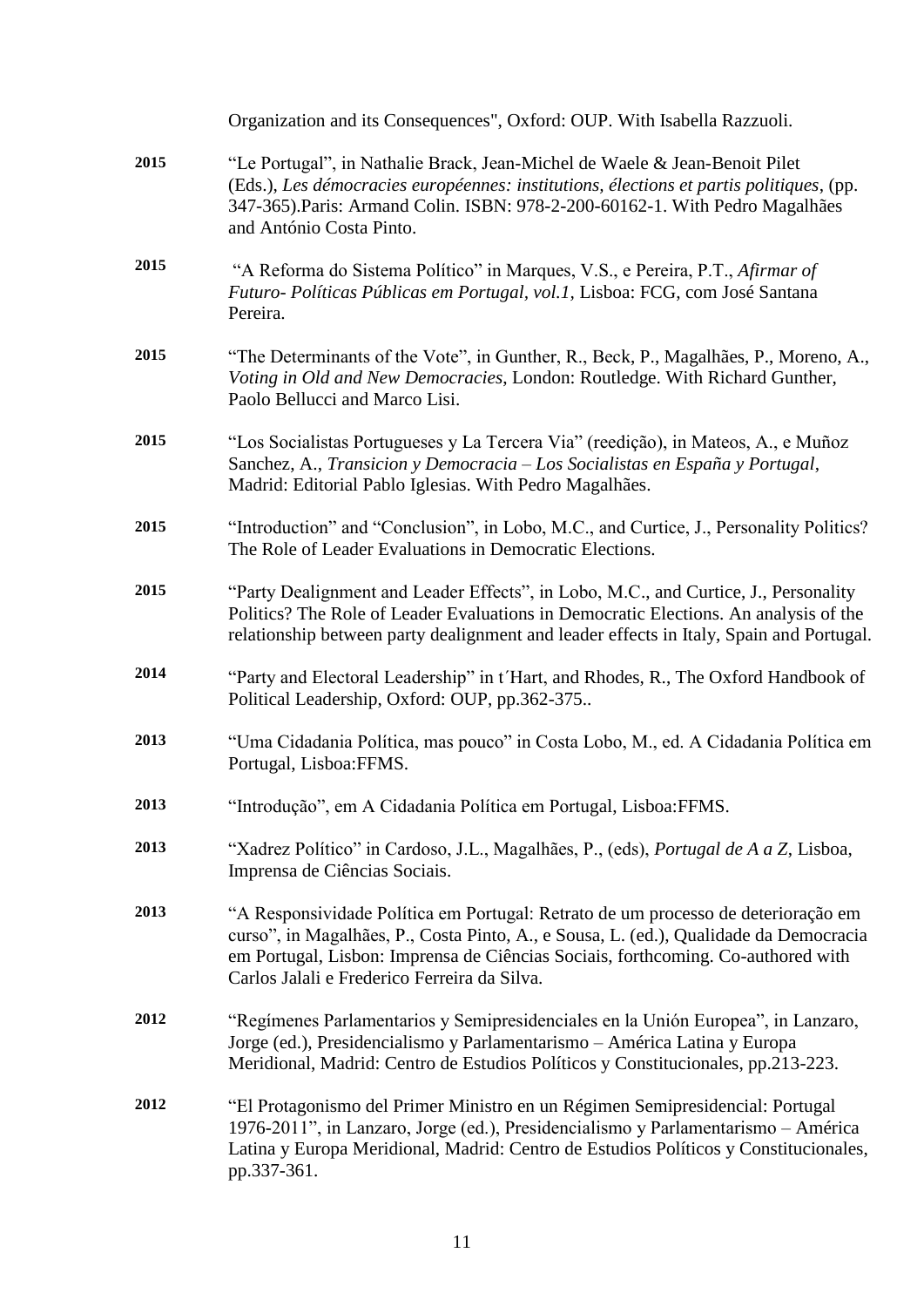Organization and its Consequences", Oxford: OUP. With Isabella Razzuoli.

**2015** "Le Portugal", in Nathalie Brack, Jean-Michel de Waele & Jean-Benoit Pilet (Eds.), *Les démocracies européennes: institutions, élections et partis politiques*, (pp. 347-365).Paris: Armand Colin. ISBN: 978-2-200-60162-1. With Pedro Magalhães and António Costa Pinto.

**2015** "A Reforma do Sistema Político" in Marques, V.S., e Pereira, P.T., *Afirmar of Futuro- Políticas Públicas em Portugal, vol.1*, Lisboa: FCG, com José Santana Pereira.

**2015** "The Determinants of the Vote", in Gunther, R., Beck, P., Magalhães, P., Moreno, A., *Voting in Old and New Democracies*, London: Routledge. With Richard Gunther, Paolo Bellucci and Marco Lisi.

**2015** "Los Socialistas Portugueses y La Tercera Via" (reedição), in Mateos, A., e Muñoz Sanchez, A., *Transicion y Democracia – Los Socialistas en España y Portugal*, Madrid: Editorial Pablo Iglesias. With Pedro Magalhães.

**2015** "Introduction" and "Conclusion", in Lobo, M.C., and Curtice, J., Personality Politics? The Role of Leader Evaluations in Democratic Elections.

**2015** "Party Dealignment and Leader Effects", in Lobo, M.C., and Curtice, J., Personality Politics? The Role of Leader Evaluations in Democratic Elections. An analysis of the relationship between party dealignment and leader effects in Italy, Spain and Portugal.

**2014** "Party and Electoral Leadership" in t´Hart, and Rhodes, R., The Oxford Handbook of Political Leadership, Oxford: OUP, pp.362-375..

**2013** "Uma Cidadania Política, mas pouco" in Costa Lobo, M., ed. A Cidadania Política em Portugal, Lisboa:FFMS.

**2013** "Introdução", em A Cidadania Política em Portugal, Lisboa:FFMS.

**2013** "Xadrez Político" in Cardoso, J.L., Magalhães, P., (eds), *Portugal de A a Z*, Lisboa, Imprensa de Ciências Sociais.

**2013** "A Responsividade Política em Portugal: Retrato de um processo de deterioração em curso", in Magalhães, P., Costa Pinto, A., e Sousa, L. (ed.), Qualidade da Democracia em Portugal, Lisbon: Imprensa de Ciências Sociais, forthcoming. Co-authored with Carlos Jalali e Frederico Ferreira da Silva.

**2012** "Regímenes Parlamentarios y Semipresidenciales en la Unión Europea", in Lanzaro, Jorge (ed.), Presidencialismo y Parlamentarismo – América Latina y Europa Meridional, Madrid: Centro de Estudios Políticos y Constitucionales, pp.213-223.

**2012** "El Protagonismo del Primer Ministro en un Régimen Semipresidencial: Portugal 1976-2011", in Lanzaro, Jorge (ed.), Presidencialismo y Parlamentarismo – América Latina y Europa Meridional, Madrid: Centro de Estudios Políticos y Constitucionales, pp.337-361.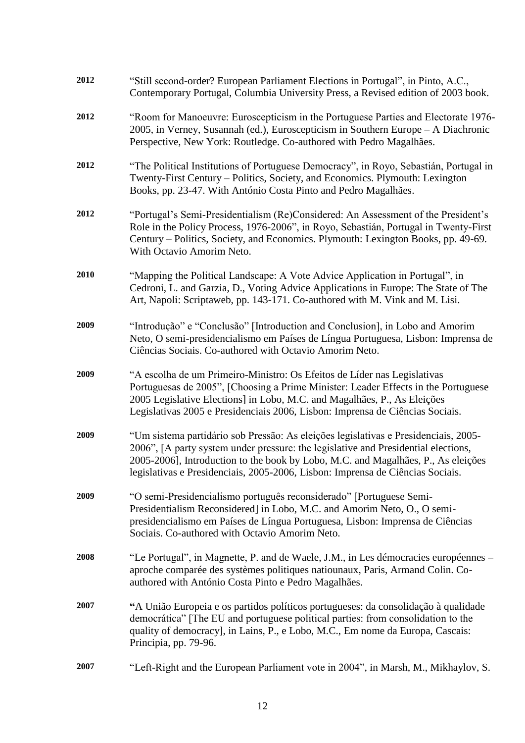**2012** "Still second-order? European Parliament Elections in Portugal", in Pinto, A.C., Contemporary Portugal, Columbia University Press, a Revised edition of 2003 book.

**2012** "Room for Manoeuvre: Euroscepticism in the Portuguese Parties and Electorate 1976-2005, in Verney, Susannah (ed.), Euroscepticism in Southern Europe – A Diachronic Perspective, New York: Routledge. Co-authored with Pedro Magalhães.

**2012** "The Political Institutions of Portuguese Democracy", in Royo, Sebastián, Portugal in Twenty-First Century – Politics, Society, and Economics. Plymouth: Lexington Books, pp. 23-47. With António Costa Pinto and Pedro Magalhães.

**2012** "Portugal's Semi-Presidentialism (Re)Considered: An Assessment of the President's Role in the Policy Process, 1976-2006", in Royo, Sebastián, Portugal in Twenty-First Century – Politics, Society, and Economics. Plymouth: Lexington Books, pp. 49-69. With Octavio Amorim Neto.

**2010** "Mapping the Political Landscape: A Vote Advice Application in Portugal", in Cedroni, L. and Garzia, D., Voting Advice Applications in Europe: The State of The Art, Napoli: Scriptaweb, pp. 143-171. Co-authored with M. Vink and M. Lisi.

**2009** "Introdução" e "Conclusão" [Introduction and Conclusion], in Lobo and Amorim Neto, O semi-presidencialismo em Países de Língua Portuguesa, Lisbon: Imprensa de Ciências Sociais. Co-authored with Octavio Amorim Neto.

**2009** "A escolha de um Primeiro-Ministro: Os Efeitos de Líder nas Legislativas Portuguesas de 2005", [Choosing a Prime Minister: Leader Effects in the Portuguese 2005 Legislative Elections] in Lobo, M.C. and Magalhães, P., As Eleições Legislativas 2005 e Presidenciais 2006, Lisbon: Imprensa de Ciências Sociais.

**2009** "Um sistema partidário sob Pressão: As eleições legislativas e Presidenciais, 2005-2006", [A party system under pressure: the legislative and Presidential elections, 2005-2006], Introduction to the book by Lobo, M.C. and Magalhães, P., As eleições legislativas e Presidenciais, 2005-2006, Lisbon: Imprensa de Ciências Sociais.

**2009** "O semi-Presidencialismo português reconsiderado" [Portuguese Semi-Presidentialism Reconsidered] in Lobo, M.C. and Amorim Neto, O., O semi-presidencialismo em Países de Língua Portuguesa, Lisbon: Imprensa de Ciências Sociais. Co-authored with Octavio Amorim Neto.

**2008** "Le Portugal", in Magnette, P. and de Waele, J.M., in Les démocracies européennes – aproche comparée des systèmes politiques natiounaux, Paris, Armand Colin. Co-authored with António Costa Pinto e Pedro Magalhães.

**2007** "A União Europeia e os partidos políticos portugueses: da consolidação à qualidade democrática" [The EU and portuguese political parties: from consolidation to the quality of democracy], in Lains, P., e Lobo, M.C., Em nome da Europa, Cascais: Principia, pp. 79-96.

**2007** "Left-Right and the European Parliament vote in 2004", in Marsh, M., Mikhaylov, S.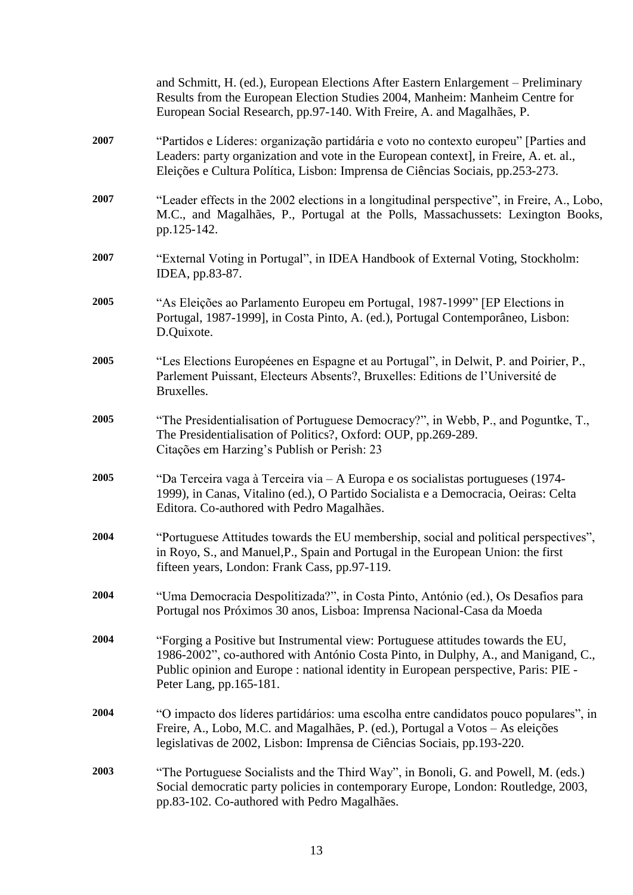and Schmitt, H. (ed.), European Elections After Eastern Enlargement – Preliminary Results from the European Election Studies 2004, Manheim: Manheim Centre for European Social Research, pp.97-140. With Freire, A. and Magalhães, P.

**2007** "Partidos e Líderes: organização partidária e voto no contexto europeu" [Parties and Leaders: party organization and vote in the European context], in Freire, A. et. al., Eleições e Cultura Política, Lisbon: Imprensa de Ciências Sociais, pp.253-273.

**2007** "Leader effects in the 2002 elections in a longitudinal perspective", in Freire, A., Lobo, M.C., and Magalhães, P., Portugal at the Polls, Massachussets: Lexington Books, pp.125-142.

**2007** "External Voting in Portugal", in IDEA Handbook of External Voting, Stockholm: IDEA, pp.83-87.

**2005** "As Eleições ao Parlamento Europeu em Portugal, 1987-1999" [EP Elections in Portugal, 1987-1999], in Costa Pinto, A. (ed.), Portugal Contemporâneo, Lisbon: D.Quixote.

**2005** "Les Elections Européenes en Espagne et au Portugal", in Delwit, P. and Poirier, P., Parlement Puissant, Electeurs Absents?, Bruxelles: Editions de l'Université de Bruxelles.

**2005** "The Presidentialisation of Portuguese Democracy?", in Webb, P., and Poguntke, T., The Presidentialisation of Politics?, Oxford: OUP, pp.269-289.
Citações em Harzing's Publish or Perish: 23

**2005** "Da Terceira vaga à Terceira via – A Europa e os socialistas portugueses (1974-1999), in Canas, Vitalino (ed.), O Partido Socialista e a Democracia, Oeiras: Celta Editora. Co-authored with Pedro Magalhães.

**2004** "Portuguese Attitudes towards the EU membership, social and political perspectives", in Royo, S., and Manuel,P., Spain and Portugal in the European Union: the first fifteen years, London: Frank Cass, pp.97-119.

**2004** "Uma Democracia Despolitizada?", in Costa Pinto, António (ed.), Os Desafios para Portugal nos Próximos 30 anos, Lisboa: Imprensa Nacional-Casa da Moeda

**2004** "Forging a Positive but Instrumental view: Portuguese attitudes towards the EU, 1986-2002", co-authored with António Costa Pinto, in Dulphy, A., and Manigand, C., Public opinion and Europe : national identity in European perspective, Paris: PIE - Peter Lang, pp.165-181.

**2004** "O impacto dos líderes partidários: uma escolha entre candidatos pouco populares", in Freire, A., Lobo, M.C. and Magalhães, P. (ed.), Portugal a Votos – As eleições legislativas de 2002, Lisbon: Imprensa de Ciências Sociais, pp.193-220.

**2003** "The Portuguese Socialists and the Third Way", in Bonoli, G. and Powell, M. (eds.) Social democratic party policies in contemporary Europe, London: Routledge, 2003, pp.83-102. Co-authored with Pedro Magalhães.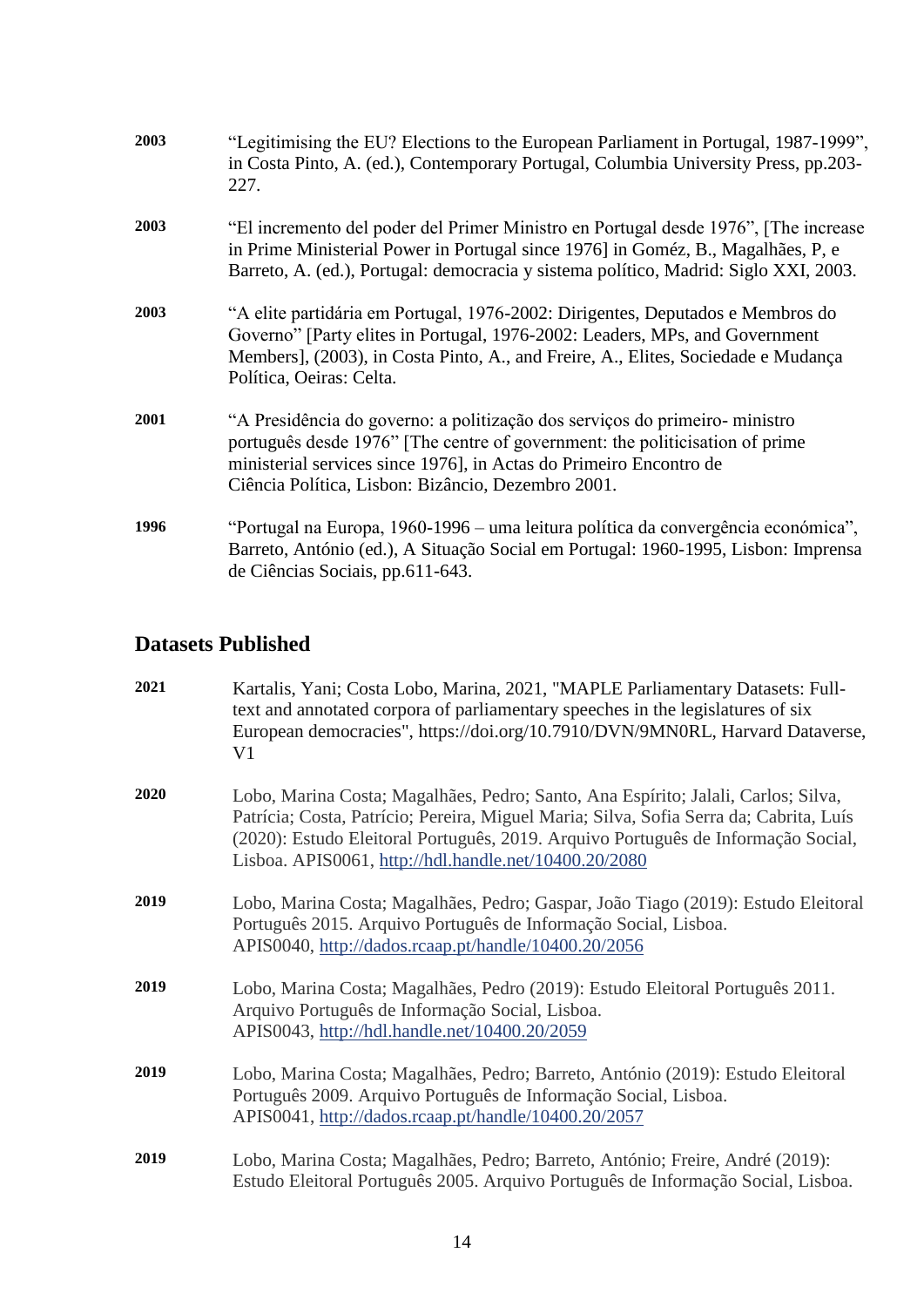**2003** “Legitimising the EU? Elections to the European Parliament in Portugal, 1987-1999”, in Costa Pinto, A. (ed.), Contemporary Portugal, Columbia University Press, pp.203-227.

**2003** “El incremento del poder del Primer Ministro en Portugal desde 1976”, [The increase in Prime Ministerial Power in Portugal since 1976] in Goméz, B., Magalhães, P, e Barreto, A. (ed.), Portugal: democracia y sistema político, Madrid: Siglo XXI, 2003.

**2003** “A elite partidária em Portugal, 1976-2002: Dirigentes, Deputados e Membros do Governo” [Party elites in Portugal, 1976-2002: Leaders, MPs, and Government Members], (2003), in Costa Pinto, A., and Freire, A., Elites, Sociedade e Mudança Política, Oeiras: Celta.

**2001** “A Presidência do governo: a politização dos serviços do primeiro- ministro português desde 1976” [The centre of government: the politicisation of prime ministerial services since 1976], in Actas do Primeiro Encontro de Ciência Política, Lisbon: Bizâncio, Dezembro 2001.

**1996** “Portugal na Europa, 1960-1996 – uma leitura política da convergência económica”, Barreto, António (ed.), A Situação Social em Portugal: 1960-1995, Lisbon: Imprensa de Ciências Sociais, pp.611-643.

## Datasets Published

**2021** Kartalis, Yani; Costa Lobo, Marina, 2021, "MAPLE Parliamentary Datasets: Full-text and annotated corpora of parliamentary speeches in the legislatures of six European democracies", https://doi.org/10.7910/DVN/9MN0RL, Harvard Dataverse, V1

**2020** Lobo, Marina Costa; Magalhães, Pedro; Santo, Ana Espírito; Jalali, Carlos; Silva, Patrícia; Costa, Patrício; Pereira, Miguel Maria; Silva, Sofia Serra da; Cabrita, Luís (2020): Estudo Eleitoral Português, 2019. Arquivo Português de Informação Social, Lisboa. APIS0061, http://hdl.handle.net/10400.20/2080

**2019** Lobo, Marina Costa; Magalhães, Pedro; Gaspar, João Tiago (2019): Estudo Eleitoral Português 2015. Arquivo Português de Informação Social, Lisboa. APIS0040, http://dados.rcaap.pt/handle/10400.20/2056

**2019** Lobo, Marina Costa; Magalhães, Pedro (2019): Estudo Eleitoral Português 2011. Arquivo Português de Informação Social, Lisboa. APIS0043, http://hdl.handle.net/10400.20/2059

**2019** Lobo, Marina Costa; Magalhães, Pedro; Barreto, António (2019): Estudo Eleitoral Português 2009. Arquivo Português de Informação Social, Lisboa. APIS0041, http://dados.rcaap.pt/handle/10400.20/2057

**2019** Lobo, Marina Costa; Magalhães, Pedro; Barreto, António; Freire, André (2019): Estudo Eleitoral Português 2005. Arquivo Português de Informação Social, Lisboa.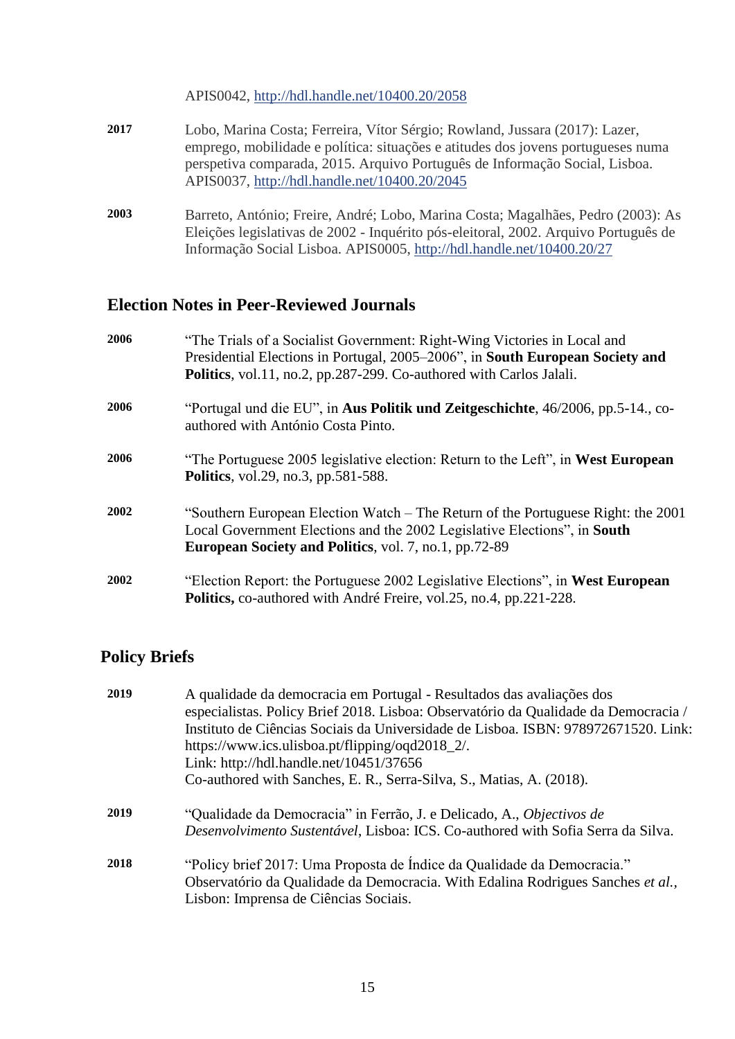APIS0042, http://hdl.handle.net/10400.20/2058

**2017** Lobo, Marina Costa; Ferreira, Vítor Sérgio; Rowland, Jussara (2017): Lazer, emprego, mobilidade e política: situações e atitudes dos jovens portugueses numa perspetiva comparada, 2015. Arquivo Português de Informação Social, Lisboa. APIS0037, http://hdl.handle.net/10400.20/2045

**2003** Barreto, António; Freire, André; Lobo, Marina Costa; Magalhães, Pedro (2003): As Eleições legislativas de 2002 - Inquérito pós-eleitoral, 2002. Arquivo Português de Informação Social Lisboa. APIS0005, http://hdl.handle.net/10400.20/27

## Election Notes in Peer-Reviewed Journals

**2006** "The Trials of a Socialist Government: Right-Wing Victories in Local and Presidential Elections in Portugal, 2005–2006", in **South European Society and Politics**, vol.11, no.2, pp.287-299. Co-authored with Carlos Jalali.

**2006** "Portugal und die EU", in **Aus Politik und Zeitgeschichte**, 46/2006, pp.5-14., co-authored with António Costa Pinto.

**2006** "The Portuguese 2005 legislative election: Return to the Left", in **West European Politics**, vol.29, no.3, pp.581-588.

**2002** "Southern European Election Watch – The Return of the Portuguese Right: the 2001 Local Government Elections and the 2002 Legislative Elections", in **South European Society and Politics**, vol. 7, no.1, pp.72-89

**2002** "Election Report: the Portuguese 2002 Legislative Elections", in **West European Politics,** co-authored with André Freire, vol.25, no.4, pp.221-228.

## Policy Briefs

**2019** A qualidade da democracia em Portugal - Resultados das avaliações dos especialistas. Policy Brief 2018. Lisboa: Observatório da Qualidade da Democracia / Instituto de Ciências Sociais da Universidade de Lisboa. ISBN: 978972671520. Link: https://www.ics.ulisboa.pt/flipping/oqd2018_2/.
Link: http://hdl.handle.net/10451/37656
Co-authored with Sanches, E. R., Serra-Silva, S., Matias, A. (2018).

**2019** "Qualidade da Democracia" in Ferrão, J. e Delicado, A., *Objectivos de Desenvolvimento Sustentável*, Lisboa: ICS. Co-authored with Sofia Serra da Silva.

**2018** "Policy brief 2017: Uma Proposta de Índice da Qualidade da Democracia." Observatório da Qualidade da Democracia. With Edalina Rodrigues Sanches *et al.*, Lisbon: Imprensa de Ciências Sociais.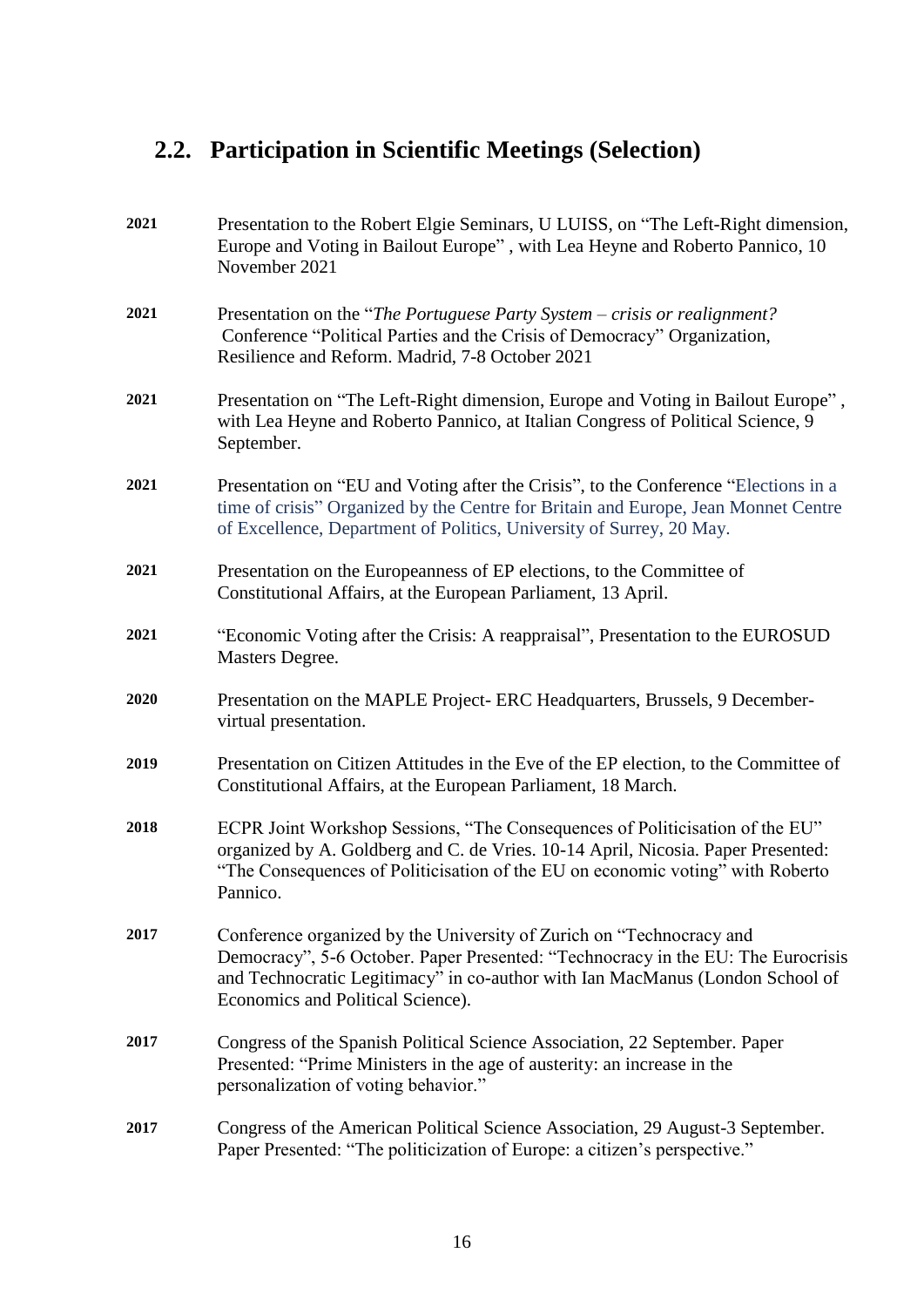## 2.2. Participation in Scientific Meetings (Selection)

**2021** Presentation to the Robert Elgie Seminars, U LUISS, on "The Left-Right dimension, Europe and Voting in Bailout Europe" , with Lea Heyne and Roberto Pannico, 10 November 2021

**2021** Presentation on the "*The Portuguese Party System – crisis or realignment?* Conference "Political Parties and the Crisis of Democracy" Organization, Resilience and Reform. Madrid, 7-8 October 2021

**2021** Presentation on "The Left-Right dimension, Europe and Voting in Bailout Europe" , with Lea Heyne and Roberto Pannico, at Italian Congress of Political Science, 9 September.

**2021** Presentation on "EU and Voting after the Crisis", to the Conference "Elections in a time of crisis" Organized by the Centre for Britain and Europe, Jean Monnet Centre of Excellence, Department of Politics, University of Surrey, 20 May.

**2021** Presentation on the Europeanness of EP elections, to the Committee of Constitutional Affairs, at the European Parliament, 13 April.

**2021** "Economic Voting after the Crisis: A reappraisal", Presentation to the EUROSUD Masters Degree.

**2020** Presentation on the MAPLE Project- ERC Headquarters, Brussels, 9 December- virtual presentation.

**2019** Presentation on Citizen Attitudes in the Eve of the EP election, to the Committee of Constitutional Affairs, at the European Parliament, 18 March.

**2018** ECPR Joint Workshop Sessions, "The Consequences of Politicisation of the EU" organized by A. Goldberg and C. de Vries. 10-14 April, Nicosia. Paper Presented: "The Consequences of Politicisation of the EU on economic voting" with Roberto Pannico.

**2017** Conference organized by the University of Zurich on "Technocracy and Democracy", 5-6 October. Paper Presented: "Technocracy in the EU: The Eurocrisis and Technocratic Legitimacy" in co-author with Ian MacManus (London School of Economics and Political Science).

**2017** Congress of the Spanish Political Science Association, 22 September. Paper Presented: "Prime Ministers in the age of austerity: an increase in the personalization of voting behavior."

**2017** Congress of the American Political Science Association, 29 August-3 September. Paper Presented: "The politicization of Europe: a citizen's perspective."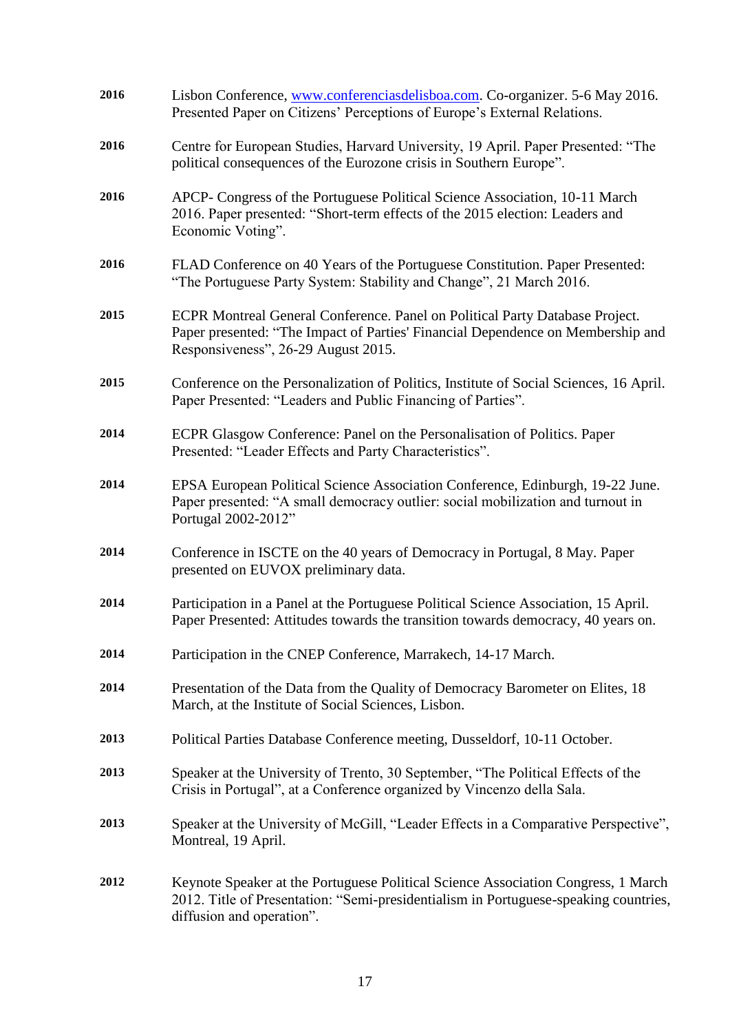**2016** Lisbon Conference, [www.conferenciasdelisboa.com](http://www.conferenciasdelisboa.com). Co-organizer. 5-6 May 2016. Presented Paper on Citizens' Perceptions of Europe's External Relations.

**2016** Centre for European Studies, Harvard University, 19 April. Paper Presented: "The political consequences of the Eurozone crisis in Southern Europe".

**2016** APCP- Congress of the Portuguese Political Science Association, 10-11 March 2016. Paper presented: "Short-term effects of the 2015 election: Leaders and Economic Voting".

**2016** FLAD Conference on 40 Years of the Portuguese Constitution. Paper Presented: "The Portuguese Party System: Stability and Change", 21 March 2016.

**2015** ECPR Montreal General Conference. Panel on Political Party Database Project. Paper presented: "The Impact of Parties' Financial Dependence on Membership and Responsiveness", 26-29 August 2015.

**2015** Conference on the Personalization of Politics, Institute of Social Sciences, 16 April. Paper Presented: "Leaders and Public Financing of Parties".

**2014** ECPR Glasgow Conference: Panel on the Personalisation of Politics. Paper Presented: "Leader Effects and Party Characteristics".

**2014** EPSA European Political Science Association Conference, Edinburgh, 19-22 June. Paper presented: "A small democracy outlier: social mobilization and turnout in Portugal 2002-2012"

**2014** Conference in ISCTE on the 40 years of Democracy in Portugal, 8 May. Paper presented on EUVOX preliminary data.

**2014** Participation in a Panel at the Portuguese Political Science Association, 15 April. Paper Presented: Attitudes towards the transition towards democracy, 40 years on.

**2014** Participation in the CNEP Conference, Marrakech, 14-17 March.

**2014** Presentation of the Data from the Quality of Democracy Barometer on Elites, 18 March, at the Institute of Social Sciences, Lisbon.

**2013** Political Parties Database Conference meeting, Dusseldorf, 10-11 October.

**2013** Speaker at the University of Trento, 30 September, "The Political Effects of the Crisis in Portugal", at a Conference organized by Vincenzo della Sala.

**2013** Speaker at the University of McGill, "Leader Effects in a Comparative Perspective", Montreal, 19 April.

**2012** Keynote Speaker at the Portuguese Political Science Association Congress, 1 March 2012. Title of Presentation: "Semi-presidentialism in Portuguese-speaking countries, diffusion and operation".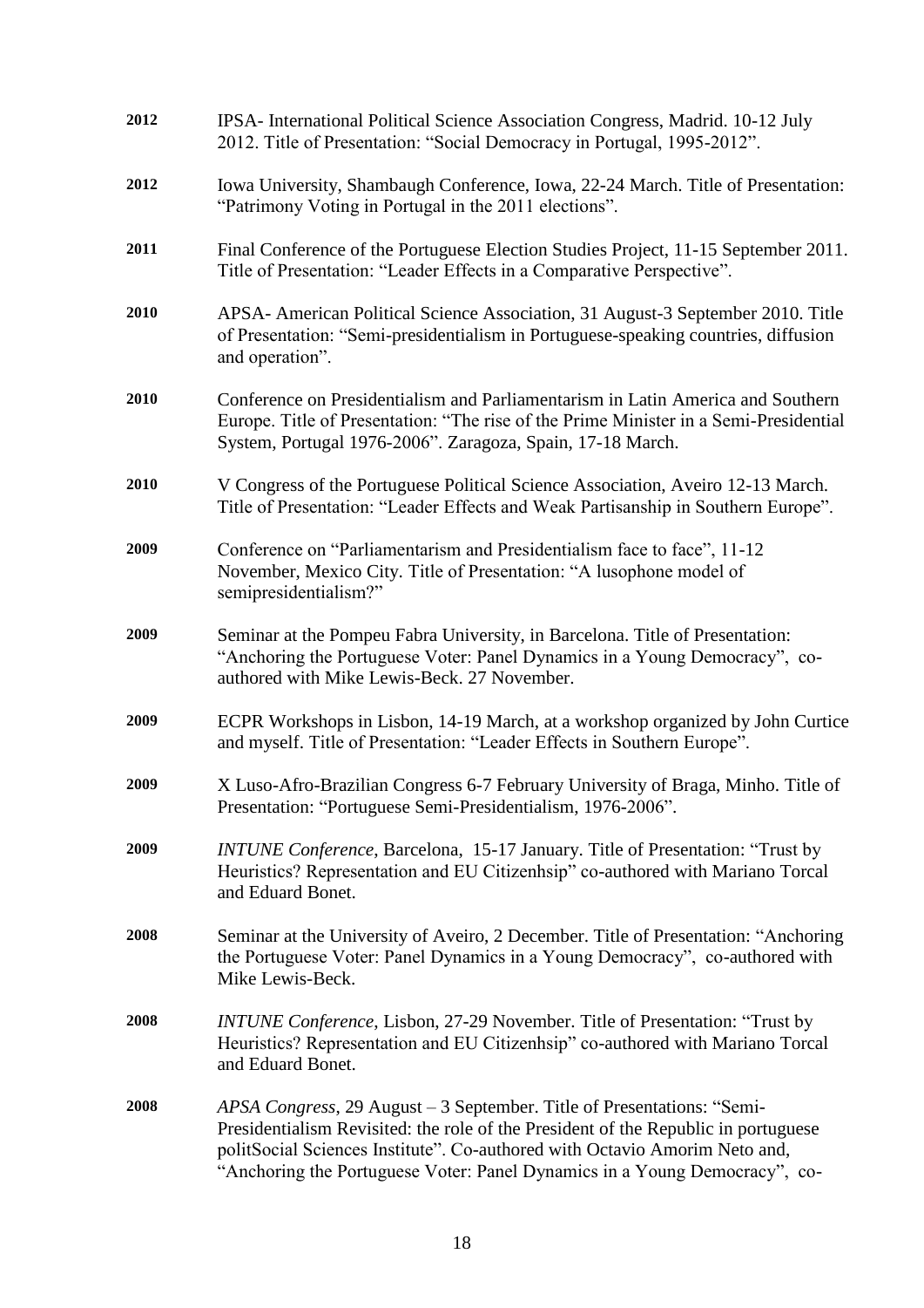**2012** IPSA- International Political Science Association Congress, Madrid. 10-12 July 2012. Title of Presentation: "Social Democracy in Portugal, 1995-2012".

**2012** Iowa University, Shambaugh Conference, Iowa, 22-24 March. Title of Presentation: "Patrimony Voting in Portugal in the 2011 elections".

**2011** Final Conference of the Portuguese Election Studies Project, 11-15 September 2011. Title of Presentation: "Leader Effects in a Comparative Perspective".

**2010** APSA- American Political Science Association, 31 August-3 September 2010. Title of Presentation: "Semi-presidentialism in Portuguese-speaking countries, diffusion and operation".

**2010** Conference on Presidentialism and Parliamentarism in Latin America and Southern Europe. Title of Presentation: "The rise of the Prime Minister in a Semi-Presidential System, Portugal 1976-2006". Zaragoza, Spain, 17-18 March.

**2010** V Congress of the Portuguese Political Science Association, Aveiro 12-13 March. Title of Presentation: "Leader Effects and Weak Partisanship in Southern Europe".

**2009** Conference on "Parliamentarism and Presidentialism face to face", 11-12 November, Mexico City. Title of Presentation: "A lusophone model of semipresidentialism?"

**2009** Seminar at the Pompeu Fabra University, in Barcelona. Title of Presentation: "Anchoring the Portuguese Voter: Panel Dynamics in a Young Democracy", co-authored with Mike Lewis-Beck. 27 November.

**2009** ECPR Workshops in Lisbon, 14-19 March, at a workshop organized by John Curtice and myself. Title of Presentation: "Leader Effects in Southern Europe".

**2009** X Luso-Afro-Brazilian Congress 6-7 February University of Braga, Minho. Title of Presentation: "Portuguese Semi-Presidentialism, 1976-2006".

**2009** *INTUNE Conference*, Barcelona, 15-17 January. Title of Presentation: "Trust by Heuristics? Representation and EU Citizenhsip" co-authored with Mariano Torcal and Eduard Bonet.

**2008** Seminar at the University of Aveiro, 2 December. Title of Presentation: "Anchoring the Portuguese Voter: Panel Dynamics in a Young Democracy", co-authored with Mike Lewis-Beck.

**2008** *INTUNE Conference*, Lisbon, 27-29 November. Title of Presentation: "Trust by Heuristics? Representation and EU Citizenhsip" co-authored with Mariano Torcal and Eduard Bonet.

**2008** *APSA Congress*, 29 August – 3 September. Title of Presentations: "Semi-Presidentialism Revisited: the role of the President of the Republic in portuguese politSocial Sciences Institute". Co-authored with Octavio Amorim Neto and, "Anchoring the Portuguese Voter: Panel Dynamics in a Young Democracy", co-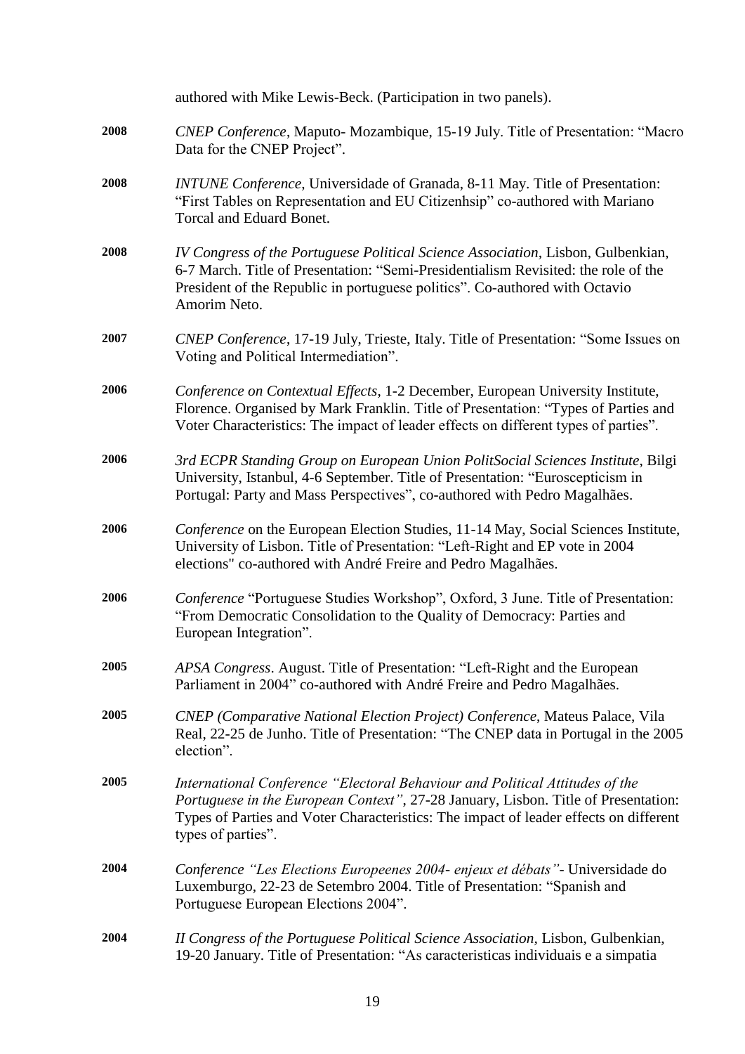authored with Mike Lewis-Beck. (Participation in two panels).

**2008** *CNEP Conference*, Maputo- Mozambique, 15-19 July. Title of Presentation: "Macro Data for the CNEP Project".

**2008** *INTUNE Conference*, Universidade of Granada, 8-11 May. Title of Presentation: "First Tables on Representation and EU Citizenhsip" co-authored with Mariano Torcal and Eduard Bonet.

**2008** *IV Congress of the Portuguese Political Science Association*, Lisbon, Gulbenkian, 6-7 March. Title of Presentation: "Semi-Presidentialism Revisited: the role of the President of the Republic in portuguese politics". Co-authored with Octavio Amorim Neto.

**2007** *CNEP Conference*, 17-19 July, Trieste, Italy. Title of Presentation: "Some Issues on Voting and Political Intermediation".

**2006** *Conference on Contextual Effects*, 1-2 December, European University Institute, Florence. Organised by Mark Franklin. Title of Presentation: "Types of Parties and Voter Characteristics: The impact of leader effects on different types of parties".

**2006** *3rd ECPR Standing Group on European Union PolitSocial Sciences Institute*, Bilgi University, Istanbul, 4-6 September. Title of Presentation: "Euroscepticism in Portugal: Party and Mass Perspectives", co-authored with Pedro Magalhães.

**2006** *Conference* on the European Election Studies, 11-14 May, Social Sciences Institute, University of Lisbon. Title of Presentation: "Left-Right and EP vote in 2004 elections" co-authored with André Freire and Pedro Magalhães.

**2006** *Conference* "Portuguese Studies Workshop", Oxford, 3 June. Title of Presentation: "From Democratic Consolidation to the Quality of Democracy: Parties and European Integration".

**2005** *APSA Congress*. August. Title of Presentation: "Left-Right and the European Parliament in 2004" co-authored with André Freire and Pedro Magalhães.

**2005** *CNEP (Comparative National Election Project) Conference*, Mateus Palace, Vila Real, 22-25 de Junho. Title of Presentation: "The CNEP data in Portugal in the 2005 election".

**2005** *International Conference "Electoral Behaviour and Political Attitudes of the Portuguese in the European Context"*, 27-28 January, Lisbon. Title of Presentation: Types of Parties and Voter Characteristics: The impact of leader effects on different types of parties".

**2004** *Conference "Les Elections Europeenes 2004- enjeux et débats"*- Universidade do Luxemburgo, 22-23 de Setembro 2004. Title of Presentation: "Spanish and Portuguese European Elections 2004".

**2004** *II Congress of the Portuguese Political Science Association*, Lisbon, Gulbenkian, 19-20 January. Title of Presentation: "As caracteristicas individuais e a simpatia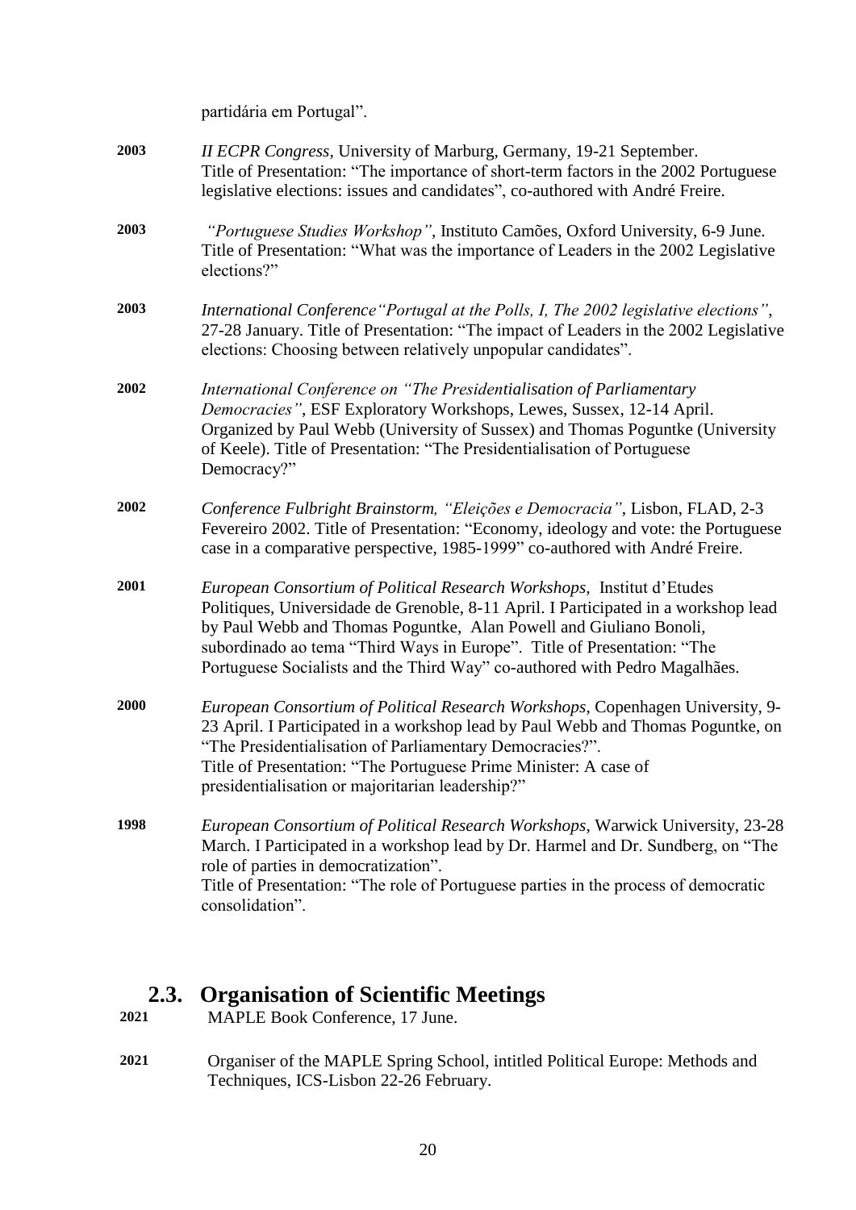partidária em Portugal".

**2003** *II ECPR Congress*, University of Marburg, Germany, 19-21 September. Title of Presentation: "The importance of short-term factors in the 2002 Portuguese legislative elections: issues and candidates", co-authored with André Freire.

**2003** *"Portuguese Studies Workshop"*, Instituto Camões, Oxford University, 6-9 June. Title of Presentation: "What was the importance of Leaders in the 2002 Legislative elections?"

**2003** *International Conference"Portugal at the Polls, I, The 2002 legislative elections"*, 27-28 January. Title of Presentation: "The impact of Leaders in the 2002 Legislative elections: Choosing between relatively unpopular candidates".

**2002** *International Conference on "The Presidentialisation of Parliamentary Democracies"*, ESF Exploratory Workshops, Lewes, Sussex, 12-14 April. Organized by Paul Webb (University of Sussex) and Thomas Poguntke (University of Keele). Title of Presentation: "The Presidentialisation of Portuguese Democracy?"

**2002** *Conference Fulbright Brainstorm, "Eleições e Democracia"*, Lisbon, FLAD, 2-3 Fevereiro 2002. Title of Presentation: "Economy, ideology and vote: the Portuguese case in a comparative perspective, 1985-1999" co-authored with André Freire.

**2001** *European Consortium of Political Research Workshops,* Institut d'Etudes Politiques, Universidade de Grenoble, 8-11 April. I Participated in a workshop lead by Paul Webb and Thomas Poguntke, Alan Powell and Giuliano Bonoli, subordinado ao tema "Third Ways in Europe". Title of Presentation: "The Portuguese Socialists and the Third Way" co-authored with Pedro Magalhães.

**2000** *European Consortium of Political Research Workshops*, Copenhagen University, 9-23 April. I Participated in a workshop lead by Paul Webb and Thomas Poguntke, on "The Presidentialisation of Parliamentary Democracies?". Title of Presentation: "The Portuguese Prime Minister: A case of presidentialisation or majoritarian leadership?"

**1998** *European Consortium of Political Research Workshops*, Warwick University, 23-28 March. I Participated in a workshop lead by Dr. Harmel and Dr. Sundberg, on "The role of parties in democratization". Title of Presentation: "The role of Portuguese parties in the process of democratic consolidation".

## 2.3. Organisation of Scientific Meetings

**2021** MAPLE Book Conference, 17 June.

**2021** Organiser of the MAPLE Spring School, intitled Political Europe: Methods and Techniques, ICS-Lisbon 22-26 February.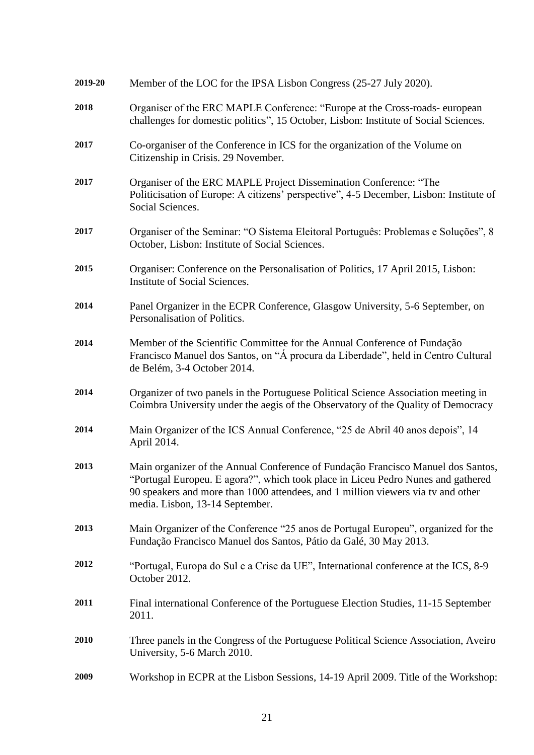**2019-20** Member of the LOC for the IPSA Lisbon Congress (25-27 July 2020).

**2018** Organiser of the ERC MAPLE Conference: "Europe at the Cross-roads- european challenges for domestic politics", 15 October, Lisbon: Institute of Social Sciences.

**2017** Co-organiser of the Conference in ICS for the organization of the Volume on Citizenship in Crisis. 29 November.

**2017** Organiser of the ERC MAPLE Project Dissemination Conference: "The Politicisation of Europe: A citizens' perspective", 4-5 December, Lisbon: Institute of Social Sciences.

**2017** Organiser of the Seminar: "O Sistema Eleitoral Português: Problemas e Soluções", 8 October, Lisbon: Institute of Social Sciences.

**2015** Organiser: Conference on the Personalisation of Politics, 17 April 2015, Lisbon: Institute of Social Sciences.

**2014** Panel Organizer in the ECPR Conference, Glasgow University, 5-6 September, on Personalisation of Politics.

**2014** Member of the Scientific Committee for the Annual Conference of Fundação Francisco Manuel dos Santos, on "Á procura da Liberdade", held in Centro Cultural de Belém, 3-4 October 2014.

**2014** Organizer of two panels in the Portuguese Political Science Association meeting in Coimbra University under the aegis of the Observatory of the Quality of Democracy

**2014** Main Organizer of the ICS Annual Conference, "25 de Abril 40 anos depois", 14 April 2014.

**2013** Main organizer of the Annual Conference of Fundação Francisco Manuel dos Santos, "Portugal Europeu. E agora?", which took place in Liceu Pedro Nunes and gathered 90 speakers and more than 1000 attendees, and 1 million viewers via tv and other media. Lisbon, 13-14 September.

**2013** Main Organizer of the Conference "25 anos de Portugal Europeu", organized for the Fundação Francisco Manuel dos Santos, Pátio da Galé, 30 May 2013.

**2012** "Portugal, Europa do Sul e a Crise da UE", International conference at the ICS, 8-9 October 2012.

**2011** Final international Conference of the Portuguese Election Studies, 11-15 September 2011.

**2010** Three panels in the Congress of the Portuguese Political Science Association, Aveiro University, 5-6 March 2010.

**2009** Workshop in ECPR at the Lisbon Sessions, 14-19 April 2009. Title of the Workshop: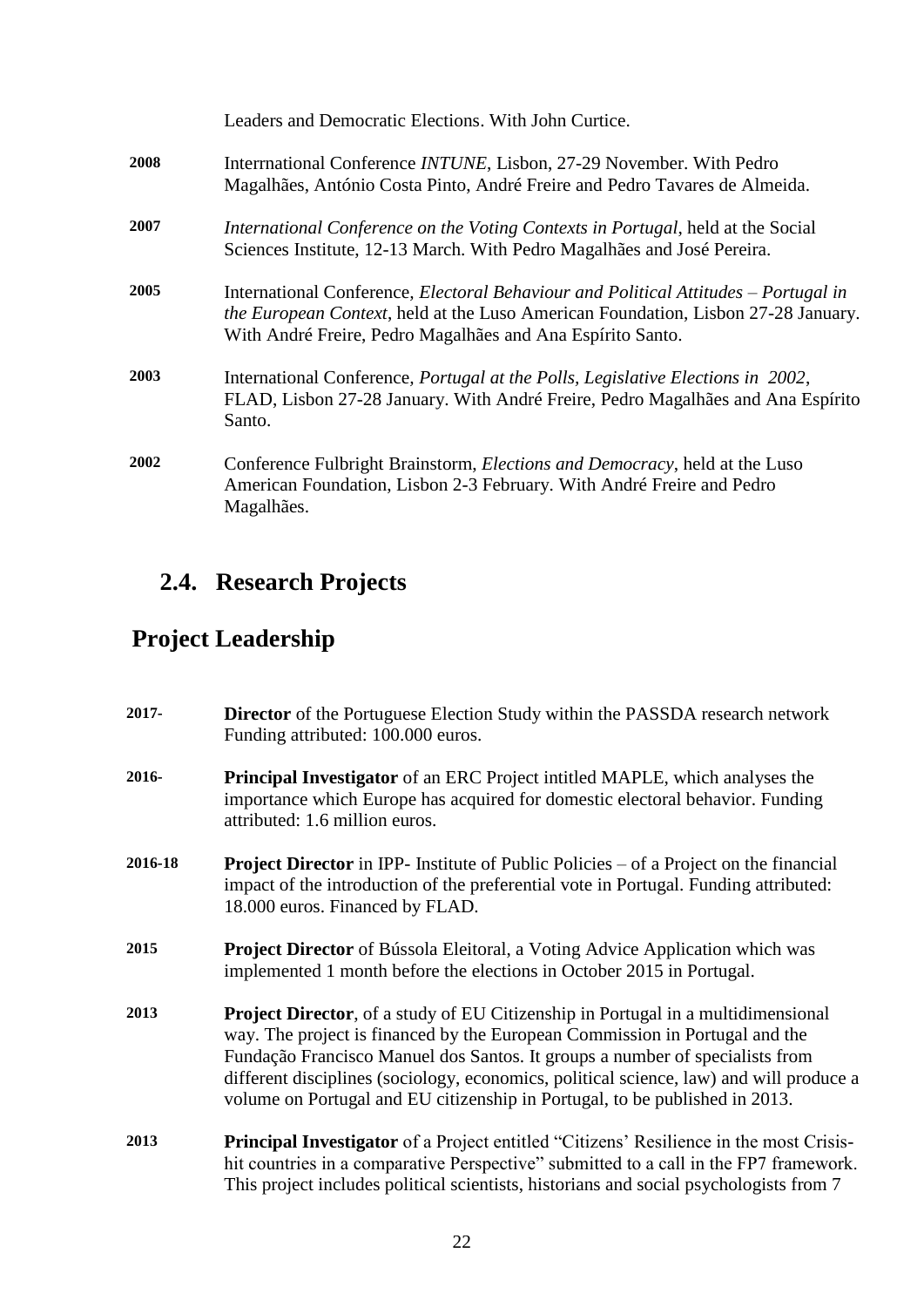Leaders and Democratic Elections. With John Curtice.

**2008** Interrnational Conference *INTUNE*, Lisbon, 27-29 November. With Pedro Magalhães, António Costa Pinto, André Freire and Pedro Tavares de Almeida.

**2007** *International Conference on the Voting Contexts in Portugal*, held at the Social Sciences Institute, 12-13 March. With Pedro Magalhães and José Pereira.

**2005** International Conference, *Electoral Behaviour and Political Attitudes – Portugal in the European Context*, held at the Luso American Foundation, Lisbon 27-28 January. With André Freire, Pedro Magalhães and Ana Espírito Santo.

**2003** International Conference, *Portugal at the Polls, Legislative Elections in 2002*, FLAD, Lisbon 27-28 January. With André Freire, Pedro Magalhães and Ana Espírito Santo.

**2002** Conference Fulbright Brainstorm, *Elections and Democracy*, held at the Luso American Foundation, Lisbon 2-3 February. With André Freire and Pedro Magalhães.

## 2.4. Research Projects

## Project Leadership

**2017-** **Director** of the Portuguese Election Study within the PASSDA research network Funding attributed: 100.000 euros.

**2016-** **Principal Investigator** of an ERC Project intitled MAPLE, which analyses the importance which Europe has acquired for domestic electoral behavior. Funding attributed: 1.6 million euros.

**2016-18** **Project Director** in IPP- Institute of Public Policies – of a Project on the financial impact of the introduction of the preferential vote in Portugal. Funding attributed: 18.000 euros. Financed by FLAD.

**2015** **Project Director** of Bússola Eleitoral, a Voting Advice Application which was implemented 1 month before the elections in October 2015 in Portugal.

**2013** **Project Director**, of a study of EU Citizenship in Portugal in a multidimensional way. The project is financed by the European Commission in Portugal and the Fundação Francisco Manuel dos Santos. It groups a number of specialists from different disciplines (sociology, economics, political science, law) and will produce a volume on Portugal and EU citizenship in Portugal, to be published in 2013.

**2013** **Principal Investigator** of a Project entitled "Citizens' Resilience in the most Crisis-hit countries in a comparative Perspective" submitted to a call in the FP7 framework. This project includes political scientists, historians and social psychologists from 7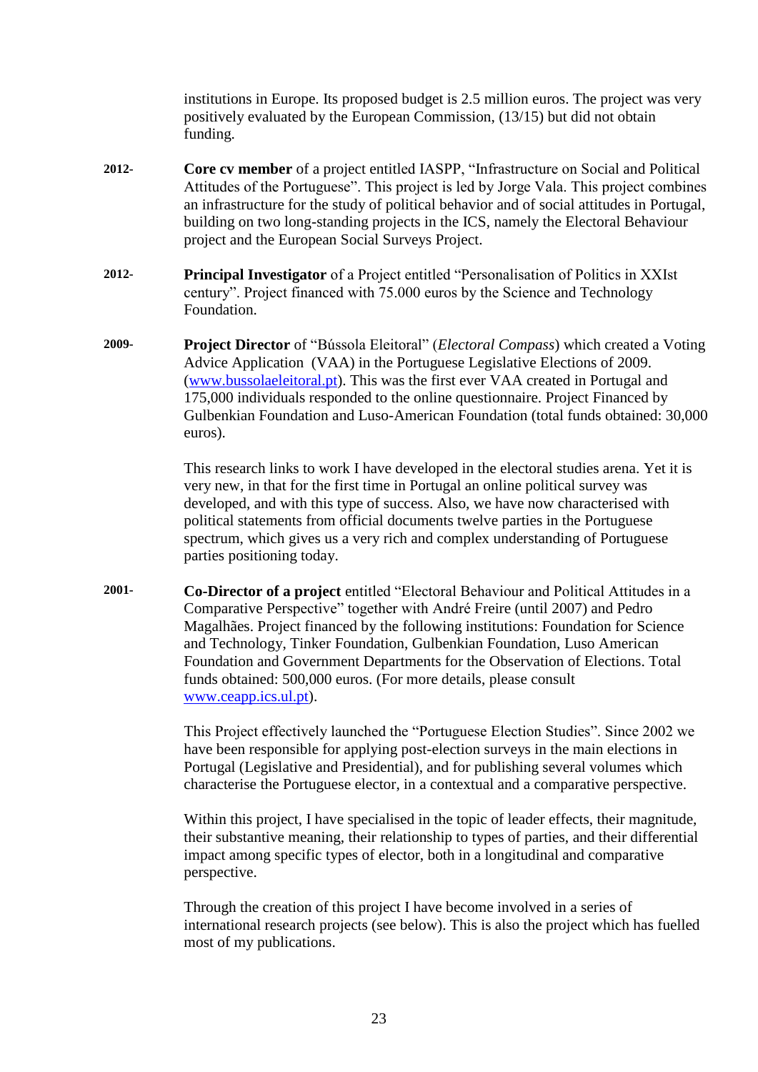institutions in Europe. Its proposed budget is 2.5 million euros. The project was very positively evaluated by the European Commission, (13/15) but did not obtain funding.

**2012-** **Core cv member** of a project entitled IASPP, "Infrastructure on Social and Political Attitudes of the Portuguese". This project is led by Jorge Vala. This project combines an infrastructure for the study of political behavior and of social attitudes in Portugal, building on two long-standing projects in the ICS, namely the Electoral Behaviour project and the European Social Surveys Project.

**2012-** **Principal Investigator** of a Project entitled "Personalisation of Politics in XXIst century". Project financed with 75.000 euros by the Science and Technology Foundation.

**2009-** **Project Director** of "Bússola Eleitoral" (*Electoral Compass*) which created a Voting Advice Application (VAA) in the Portuguese Legislative Elections of 2009. ([www.bussolaeleitoral.pt](http://www.bussolaeleitoral.pt)). This was the first ever VAA created in Portugal and 175,000 individuals responded to the online questionnaire. Project Financed by Gulbenkian Foundation and Luso-American Foundation (total funds obtained: 30,000 euros).

This research links to work I have developed in the electoral studies arena. Yet it is very new, in that for the first time in Portugal an online political survey was developed, and with this type of success. Also, we have now characterised with political statements from official documents twelve parties in the Portuguese spectrum, which gives us a very rich and complex understanding of Portuguese parties positioning today.

**2001-** **Co-Director of a project** entitled "Electoral Behaviour and Political Attitudes in a Comparative Perspective" together with André Freire (until 2007) and Pedro Magalhães. Project financed by the following institutions: Foundation for Science and Technology, Tinker Foundation, Gulbenkian Foundation, Luso American Foundation and Government Departments for the Observation of Elections. Total funds obtained: 500,000 euros. (For more details, please consult [www.ceapp.ics.ul.pt](http://www.ceapp.ics.ul.pt)).

This Project effectively launched the "Portuguese Election Studies". Since 2002 we have been responsible for applying post-election surveys in the main elections in Portugal (Legislative and Presidential), and for publishing several volumes which characterise the Portuguese elector, in a contextual and a comparative perspective.

Within this project, I have specialised in the topic of leader effects, their magnitude, their substantive meaning, their relationship to types of parties, and their differential impact among specific types of elector, both in a longitudinal and comparative perspective.

Through the creation of this project I have become involved in a series of international research projects (see below). This is also the project which has fuelled most of my publications.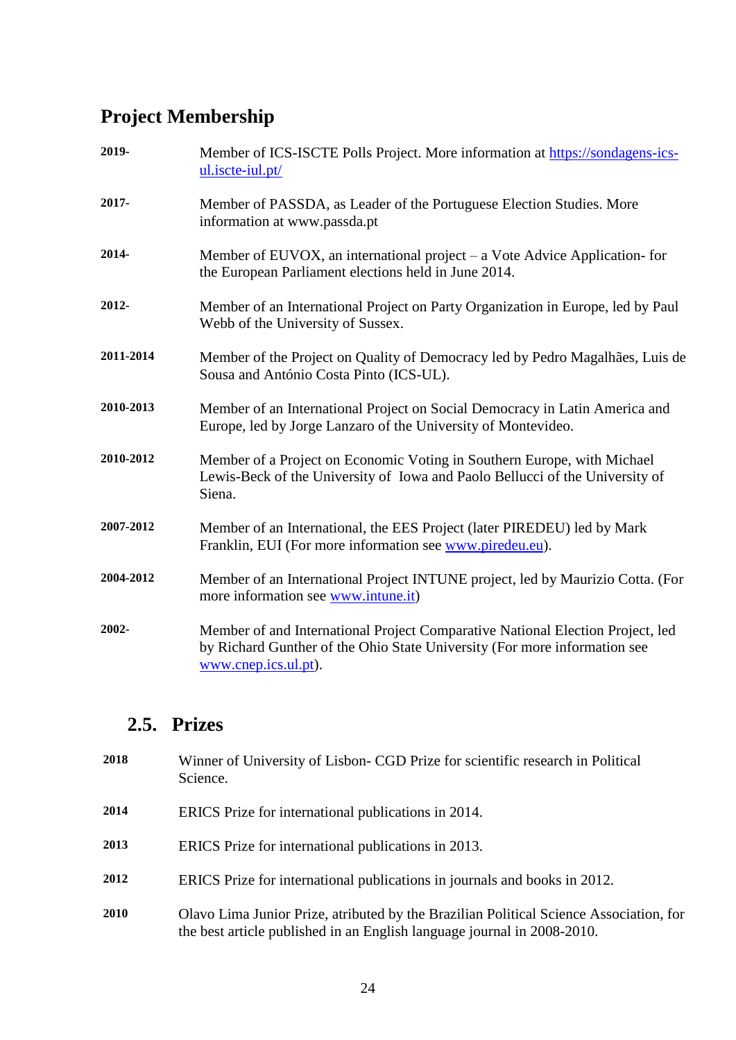## Project Membership

**2019-** Member of ICS-ISCTE Polls Project. More information at [https://sondagens-ics-ul.iscte-iul.pt/](https://sondagens-ics-ul.iscte-iul.pt/)

**2017-** Member of PASSDA, as Leader of the Portuguese Election Studies. More information at www.passda.pt

**2014-** Member of EUVOX, an international project – a Vote Advice Application- for the European Parliament elections held in June 2014.

**2012-** Member of an International Project on Party Organization in Europe, led by Paul Webb of the University of Sussex.

**2011-2014** Member of the Project on Quality of Democracy led by Pedro Magalhães, Luis de Sousa and António Costa Pinto (ICS-UL).

**2010-2013** Member of an International Project on Social Democracy in Latin America and Europe, led by Jorge Lanzaro of the University of Montevideo.

**2010-2012** Member of a Project on Economic Voting in Southern Europe, with Michael Lewis-Beck of the University of Iowa and Paolo Bellucci of the University of Siena.

**2007-2012** Member of an International, the EES Project (later PIREDEU) led by Mark Franklin, EUI (For more information see [www.piredeu.eu](www.piredeu.eu)).

**2004-2012** Member of an International Project INTUNE project, led by Maurizio Cotta. (For more information see [www.intune.it](www.intune.it))

**2002-** Member of and International Project Comparative National Election Project, led by Richard Gunther of the Ohio State University (For more information see [www.cnep.ics.ul.pt](www.cnep.ics.ul.pt)).

## 2.5. Prizes

**2018** Winner of University of Lisbon- CGD Prize for scientific research in Political Science.

**2014** ERICS Prize for international publications in 2014.

**2013** ERICS Prize for international publications in 2013.

**2012** ERICS Prize for international publications in journals and books in 2012.

**2010** Olavo Lima Junior Prize, atributed by the Brazilian Political Science Association, for the best article published in an English language journal in 2008-2010.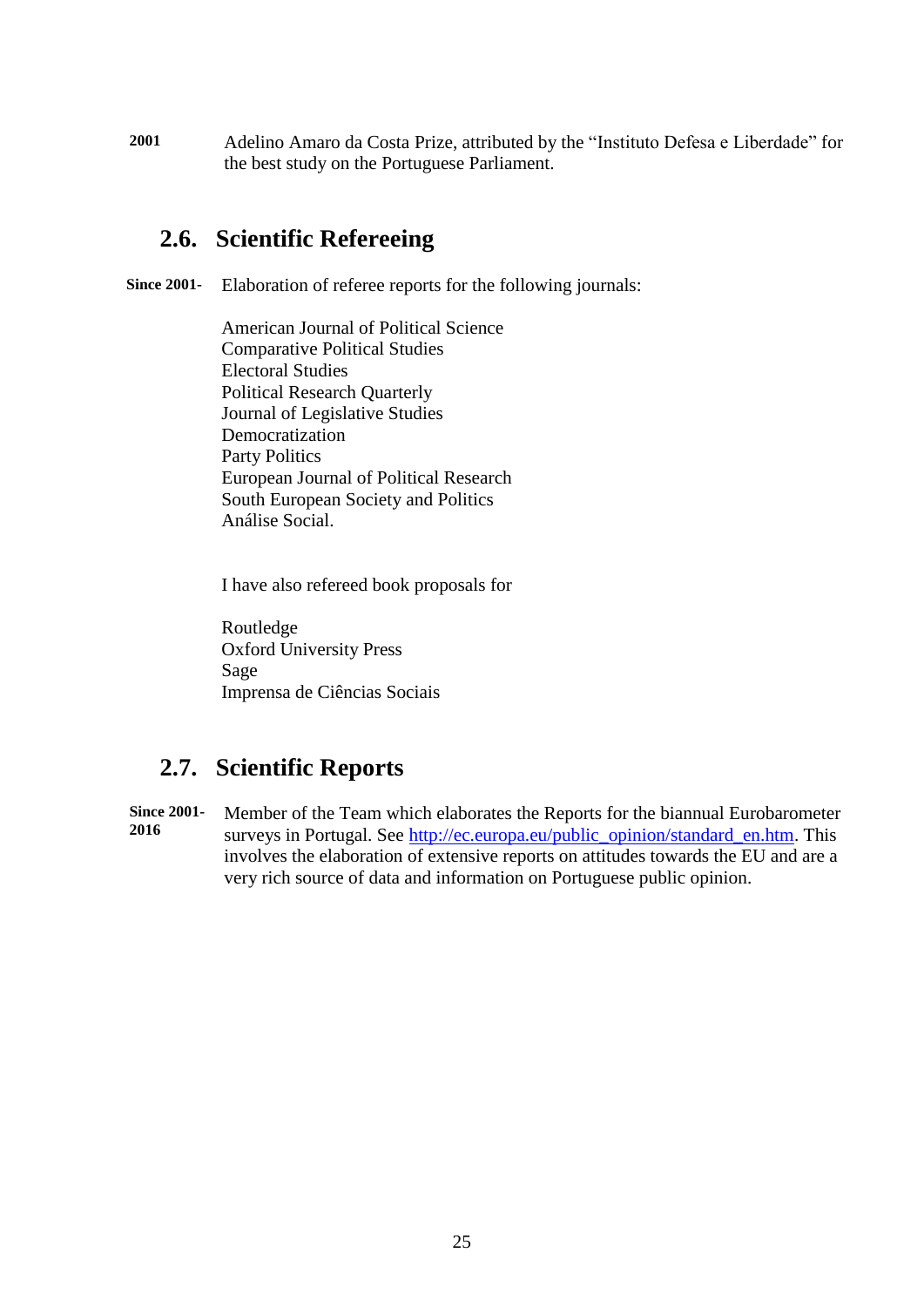**2001** Adelino Amaro da Costa Prize, attributed by the "Instituto Defesa e Liberdade" for the best study on the Portuguese Parliament.

## 2.6. Scientific Refereeing

**Since 2001-** Elaboration of referee reports for the following journals:

American Journal of Political Science
Comparative Political Studies
Electoral Studies
Political Research Quarterly
Journal of Legislative Studies
Democratization
Party Politics
European Journal of Political Research
South European Society and Politics
Análise Social.

I have also refereed book proposals for

Routledge
Oxford University Press
Sage
Imprensa de Ciências Sociais

## 2.7. Scientific Reports

**Since 2001-2016** Member of the Team which elaborates the Reports for the biannual Eurobarometer surveys in Portugal. See http://ec.europa.eu/public_opinion/standard_en.htm. This involves the elaboration of extensive reports on attitudes towards the EU and are a very rich source of data and information on Portuguese public opinion.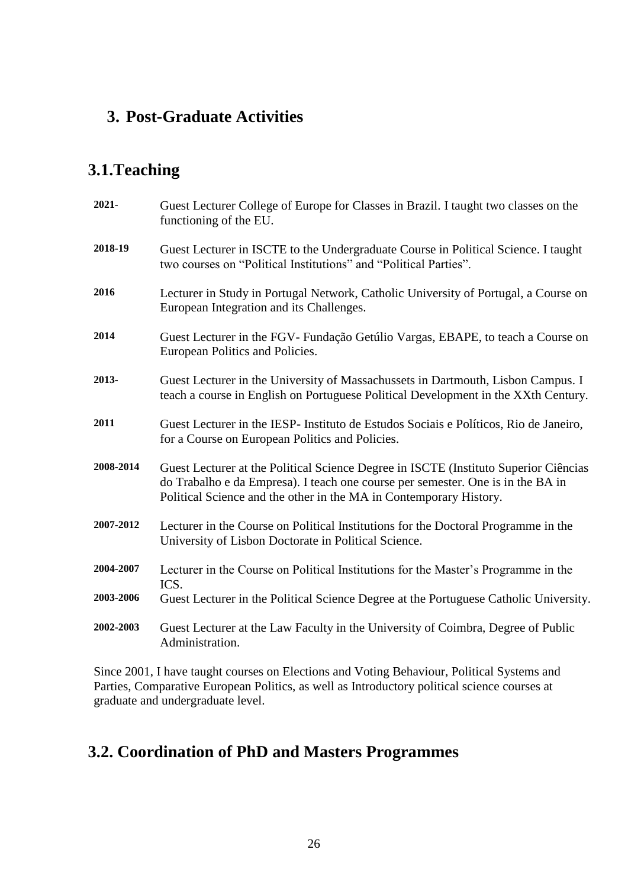## 3. Post-Graduate Activities

## 3.1.Teaching

**2021-** Guest Lecturer College of Europe for Classes in Brazil. I taught two classes on the functioning of the EU.

**2018-19** Guest Lecturer in ISCTE to the Undergraduate Course in Political Science. I taught two courses on "Political Institutions" and "Political Parties".

**2016** Lecturer in Study in Portugal Network, Catholic University of Portugal, a Course on European Integration and its Challenges.

**2014** Guest Lecturer in the FGV- Fundação Getúlio Vargas, EBAPE, to teach a Course on European Politics and Policies.

**2013-** Guest Lecturer in the University of Massachussets in Dartmouth, Lisbon Campus. I teach a course in English on Portuguese Political Development in the XXth Century.

**2011** Guest Lecturer in the IESP- Instituto de Estudos Sociais e Políticos, Rio de Janeiro, for a Course on European Politics and Policies.

**2008-2014** Guest Lecturer at the Political Science Degree in ISCTE (Instituto Superior Ciências do Trabalho e da Empresa). I teach one course per semester. One is in the BA in Political Science and the other in the MA in Contemporary History.

**2007-2012** Lecturer in the Course on Political Institutions for the Doctoral Programme in the University of Lisbon Doctorate in Political Science.

**2004-2007** Lecturer in the Course on Political Institutions for the Master's Programme in the ICS.

**2003-2006** Guest Lecturer in the Political Science Degree at the Portuguese Catholic University.

**2002-2003** Guest Lecturer at the Law Faculty in the University of Coimbra, Degree of Public Administration.

Since 2001, I have taught courses on Elections and Voting Behaviour, Political Systems and Parties, Comparative European Politics, as well as Introductory political science courses at graduate and undergraduate level.

## 3.2. Coordination of PhD and Masters Programmes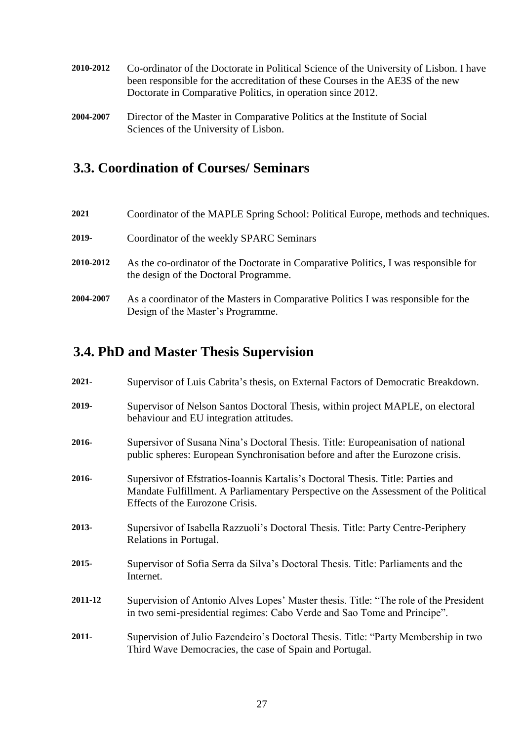**2010-2012** Co-ordinator of the Doctorate in Political Science of the University of Lisbon. I have been responsible for the accreditation of these Courses in the AE3S of the new Doctorate in Comparative Politics, in operation since 2012.

**2004-2007** Director of the Master in Comparative Politics at the Institute of Social Sciences of the University of Lisbon.

## 3.3. Coordination of Courses/ Seminars

**2021** Coordinator of the MAPLE Spring School: Political Europe, methods and techniques.

**2019-** Coordinator of the weekly SPARC Seminars

**2010-2012** As the co-ordinator of the Doctorate in Comparative Politics, I was responsible for the design of the Doctoral Programme.

**2004-2007** As a coordinator of the Masters in Comparative Politics I was responsible for the Design of the Master's Programme.

## 3.4. PhD and Master Thesis Supervision

**2021-** Supervisor of Luis Cabrita's thesis, on External Factors of Democratic Breakdown.

**2019-** Supervisor of Nelson Santos Doctoral Thesis, within project MAPLE, on electoral behaviour and EU integration attitudes.

**2016-** Supersivor of Susana Nina's Doctoral Thesis. Title: Europeanisation of national public spheres: European Synchronisation before and after the Eurozone crisis.

**2016-** Supersivor of Efstratios-Ioannis Kartalis's Doctoral Thesis. Title: Parties and Mandate Fulfillment. A Parliamentary Perspective on the Assessment of the Political Effects of the Eurozone Crisis.

**2013-** Supersivor of Isabella Razzuoli's Doctoral Thesis. Title: Party Centre-Periphery Relations in Portugal.

**2015-** Supervisor of Sofia Serra da Silva's Doctoral Thesis. Title: Parliaments and the Internet.

**2011-12** Supervision of Antonio Alves Lopes' Master thesis. Title: "The role of the President in two semi-presidential regimes: Cabo Verde and Sao Tome and Principe".

**2011-** Supervision of Julio Fazendeiro's Doctoral Thesis. Title: "Party Membership in two Third Wave Democracies, the case of Spain and Portugal.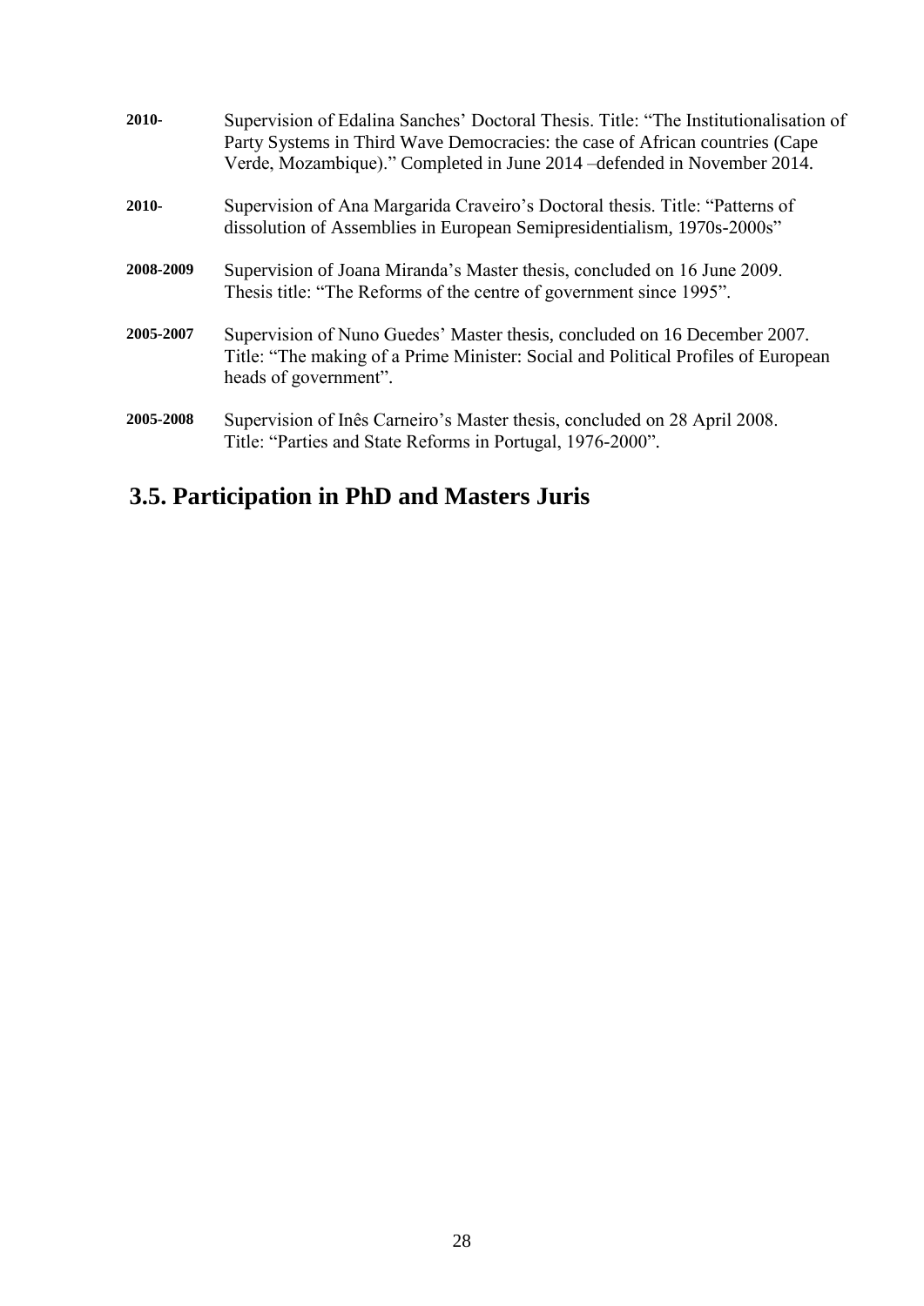**2010-** Supervision of Edalina Sanches' Doctoral Thesis. Title: "The Institutionalisation of Party Systems in Third Wave Democracies: the case of African countries (Cape Verde, Mozambique)." Completed in June 2014 –defended in November 2014.

**2010-** Supervision of Ana Margarida Craveiro's Doctoral thesis. Title: "Patterns of dissolution of Assemblies in European Semipresidentialism, 1970s-2000s"

**2008-2009** Supervision of Joana Miranda's Master thesis, concluded on 16 June 2009. Thesis title: "The Reforms of the centre of government since 1995".

**2005-2007** Supervision of Nuno Guedes' Master thesis, concluded on 16 December 2007. Title: "The making of a Prime Minister: Social and Political Profiles of European heads of government".

**2005-2008** Supervision of Inês Carneiro's Master thesis, concluded on 28 April 2008. Title: "Parties and State Reforms in Portugal, 1976-2000".

## 3.5. Participation in PhD and Masters Juris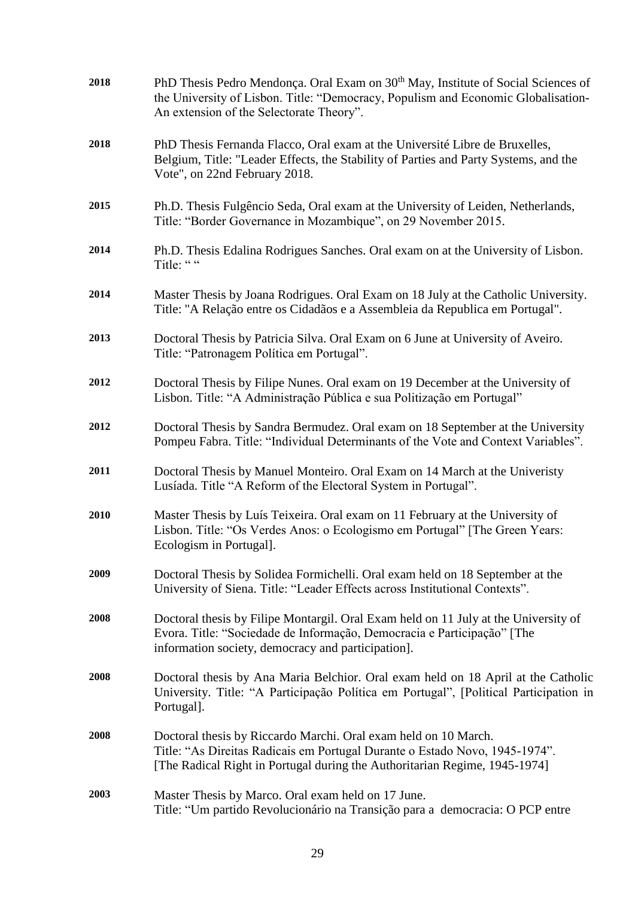**2018** PhD Thesis Pedro Mendonça. Oral Exam on 30th May, Institute of Social Sciences of the University of Lisbon. Title: "Democracy, Populism and Economic Globalisation- An extension of the Selectorate Theory".

**2018** PhD Thesis Fernanda Flacco, Oral exam at the Université Libre de Bruxelles, Belgium, Title: "Leader Effects, the Stability of Parties and Party Systems, and the Vote", on 22nd February 2018.

**2015** Ph.D. Thesis Fulgêncio Seda, Oral exam at the University of Leiden, Netherlands, Title: "Border Governance in Mozambique", on 29 November 2015.

**2014** Ph.D. Thesis Edalina Rodrigues Sanches. Oral exam on at the University of Lisbon. Title: " "

**2014** Master Thesis by Joana Rodrigues. Oral Exam on 18 July at the Catholic University. Title: "A Relação entre os Cidadãos e a Assembleia da Republica em Portugal".

**2013** Doctoral Thesis by Patricia Silva. Oral Exam on 6 June at University of Aveiro. Title: "Patronagem Política em Portugal".

**2012** Doctoral Thesis by Filipe Nunes. Oral exam on 19 December at the University of Lisbon. Title: "A Administração Pública e sua Politização em Portugal"

**2012** Doctoral Thesis by Sandra Bermudez. Oral exam on 18 September at the University Pompeu Fabra. Title: "Individual Determinants of the Vote and Context Variables".

**2011** Doctoral Thesis by Manuel Monteiro. Oral Exam on 14 March at the Univeristy Lusíada. Title "A Reform of the Electoral System in Portugal".

**2010** Master Thesis by Luís Teixeira. Oral exam on 11 February at the University of Lisbon. Títle: "Os Verdes Anos: o Ecologismo em Portugal" [The Green Years: Ecologism in Portugal].

**2009** Doctoral Thesis by Solidea Formichelli. Oral exam held on 18 September at the University of Siena. Title: "Leader Effects across Institutional Contexts".

**2008** Doctoral thesis by Filipe Montargil. Oral Exam held on 11 July at the University of Evora. Title: "Sociedade de Informação, Democracia e Participação" [The information society, democracy and participation].

**2008** Doctoral thesis by Ana Maria Belchior. Oral exam held on 18 April at the Catholic University. Title: "A Participação Política em Portugal", [Political Participation in Portugal].

**2008** Doctoral thesis by Riccardo Marchi. Oral exam held on 10 March. Title: "As Direitas Radicais em Portugal Durante o Estado Novo, 1945-1974". [The Radical Right in Portugal during the Authoritarian Regime, 1945-1974]

**2003** Master Thesis by Marco. Oral exam held on 17 June. Title: "Um partido Revolucionário na Transição para a democracia: O PCP entre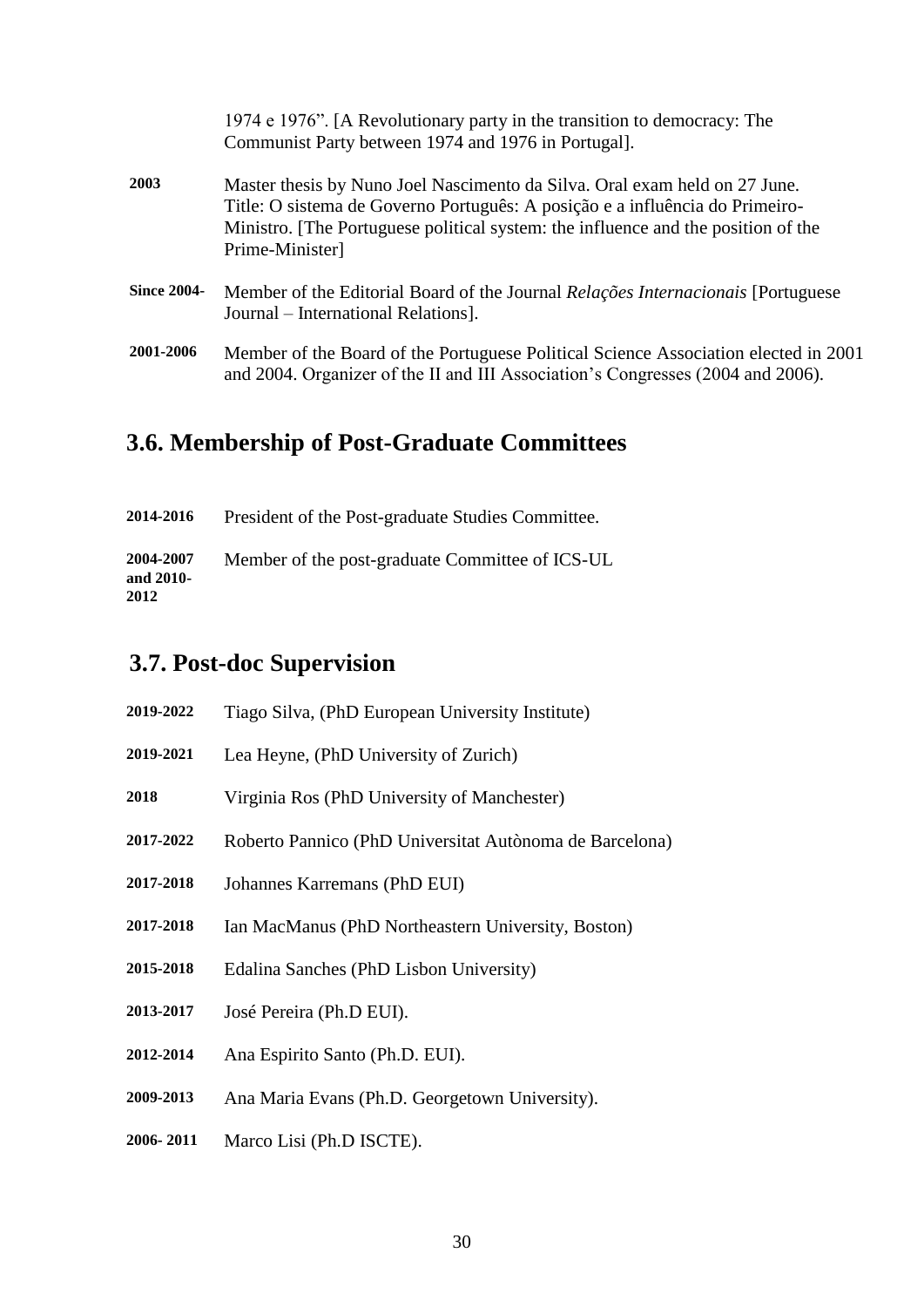1974 e 1976". [A Revolutionary party in the transition to democracy: The Communist Party between 1974 and 1976 in Portugal].

**2003** Master thesis by Nuno Joel Nascimento da Silva. Oral exam held on 27 June. Title: O sistema de Governo Português: A posição e a influência do Primeiro-Ministro. [The Portuguese political system: the influence and the position of the Prime-Minister]

**Since 2004-** Member of the Editorial Board of the Journal *Relações Internacionais* [Portuguese Journal – International Relations].

**2001-2006** Member of the Board of the Portuguese Political Science Association elected in 2001 and 2004. Organizer of the II and III Association's Congresses (2004 and 2006).

## 3.6. Membership of Post-Graduate Committees

**2014-2016** President of the Post-graduate Studies Committee.

**2004-2007 and 2010-2012** Member of the post-graduate Committee of ICS-UL

## 3.7. Post-doc Supervision

**2019-2022** Tiago Silva, (PhD European University Institute)

**2019-2021** Lea Heyne, (PhD University of Zurich)

**2018** Virginia Ros (PhD University of Manchester)

**2017-2022** Roberto Pannico (PhD Universitat Autònoma de Barcelona)

**2017-2018** Johannes Karremans (PhD EUI)

**2017-2018** Ian MacManus (PhD Northeastern University, Boston)

**2015-2018** Edalina Sanches (PhD Lisbon University)

**2013-2017** José Pereira (Ph.D EUI).

**2012-2014** Ana Espirito Santo (Ph.D. EUI).

**2009-2013** Ana Maria Evans (Ph.D. Georgetown University).

**2006- 2011** Marco Lisi (Ph.D ISCTE).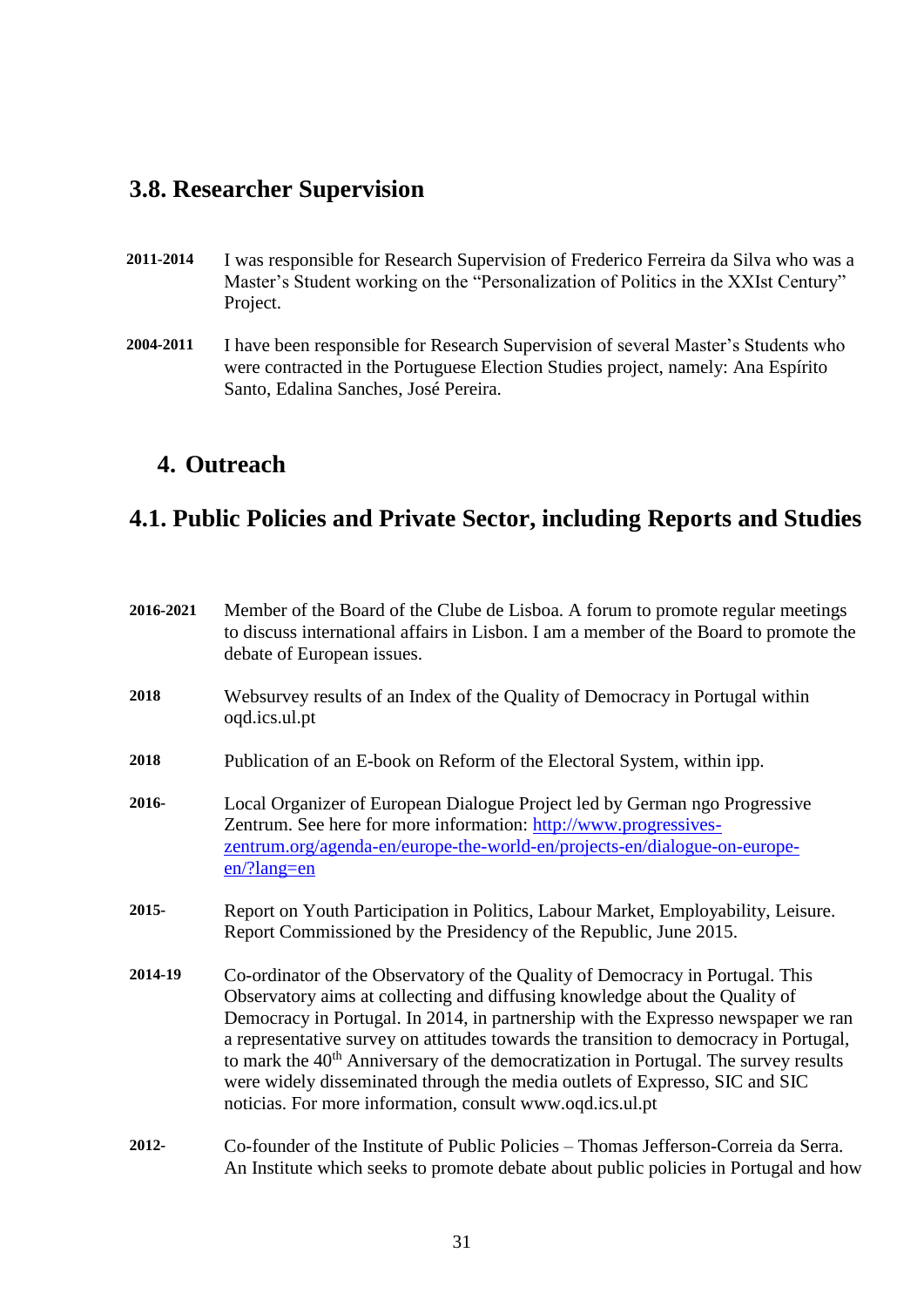## 3.8. Researcher Supervision

**2011-2014** I was responsible for Research Supervision of Frederico Ferreira da Silva who was a Master's Student working on the "Personalization of Politics in the XXIst Century" Project.

**2004-2011** I have been responsible for Research Supervision of several Master's Students who were contracted in the Portuguese Election Studies project, namely: Ana Espírito Santo, Edalina Sanches, José Pereira.

# 4. Outreach

## 4.1. Public Policies and Private Sector, including Reports and Studies

**2016-2021** Member of the Board of the Clube de Lisboa. A forum to promote regular meetings to discuss international affairs in Lisbon. I am a member of the Board to promote the debate of European issues.

**2018** Websurvey results of an Index of the Quality of Democracy in Portugal within oqd.ics.ul.pt

**2018** Publication of an E-book on Reform of the Electoral System, within ipp.

**2016-** Local Organizer of European Dialogue Project led by German ngo Progressive Zentrum. See here for more information: [http://www.progressives-zentrum.org/agenda-en/europe-the-world-en/projects-en/dialogue-on-europe-en/?lang=en](http://www.progressives-zentrum.org/agenda-en/europe-the-world-en/projects-en/dialogue-on-europe-en/?lang=en)

**2015-** Report on Youth Participation in Politics, Labour Market, Employability, Leisure. Report Commissioned by the Presidency of the Republic, June 2015.

**2014-19** Co-ordinator of the Observatory of the Quality of Democracy in Portugal. This Observatory aims at collecting and diffusing knowledge about the Quality of Democracy in Portugal. In 2014, in partnership with the Expresso newspaper we ran a representative survey on attitudes towards the transition to democracy in Portugal, to mark the 40th Anniversary of the democratization in Portugal. The survey results were widely disseminated through the media outlets of Expresso, SIC and SIC noticias. For more information, consult www.oqd.ics.ul.pt

**2012-** Co-founder of the Institute of Public Policies – Thomas Jefferson-Correia da Serra. An Institute which seeks to promote debate about public policies in Portugal and how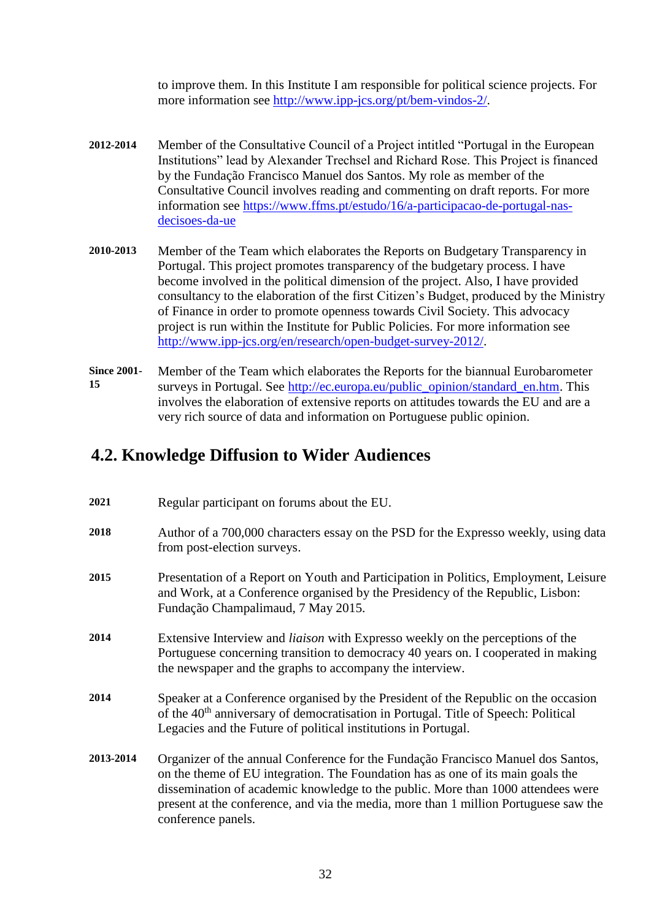to improve them. In this Institute I am responsible for political science projects. For more information see http://www.ipp-jcs.org/pt/bem-vindos-2/.

**2012-2014** Member of the Consultative Council of a Project intitled "Portugal in the European Institutions" lead by Alexander Trechsel and Richard Rose. This Project is financed by the Fundação Francisco Manuel dos Santos. My role as member of the Consultative Council involves reading and commenting on draft reports. For more information see https://www.ffms.pt/estudo/16/a-participacao-de-portugal-nas-decisoes-da-ue

**2010-2013** Member of the Team which elaborates the Reports on Budgetary Transparency in Portugal. This project promotes transparency of the budgetary process. I have become involved in the political dimension of the project. Also, I have provided consultancy to the elaboration of the first Citizen's Budget, produced by the Ministry of Finance in order to promote openness towards Civil Society. This advocacy project is run within the Institute for Public Policies. For more information see http://www.ipp-jcs.org/en/research/open-budget-survey-2012/.

**Since 2001-15** Member of the Team which elaborates the Reports for the biannual Eurobarometer surveys in Portugal. See http://ec.europa.eu/public_opinion/standard_en.htm. This involves the elaboration of extensive reports on attitudes towards the EU and are a very rich source of data and information on Portuguese public opinion.

## 4.2. Knowledge Diffusion to Wider Audiences

**2021** Regular participant on forums about the EU.

**2018** Author of a 700,000 characters essay on the PSD for the Expresso weekly, using data from post-election surveys.

**2015** Presentation of a Report on Youth and Participation in Politics, Employment, Leisure and Work, at a Conference organised by the Presidency of the Republic, Lisbon: Fundação Champalimaud, 7 May 2015.

**2014** Extensive Interview and *liaison* with Expresso weekly on the perceptions of the Portuguese concerning transition to democracy 40 years on. I cooperated in making the newspaper and the graphs to accompany the interview.

**2014** Speaker at a Conference organised by the President of the Republic on the occasion of the 40th anniversary of democratisation in Portugal. Title of Speech: Political Legacies and the Future of political institutions in Portugal.

**2013-2014** Organizer of the annual Conference for the Fundação Francisco Manuel dos Santos, on the theme of EU integration. The Foundation has as one of its main goals the dissemination of academic knowledge to the public. More than 1000 attendees were present at the conference, and via the media, more than 1 million Portuguese saw the conference panels.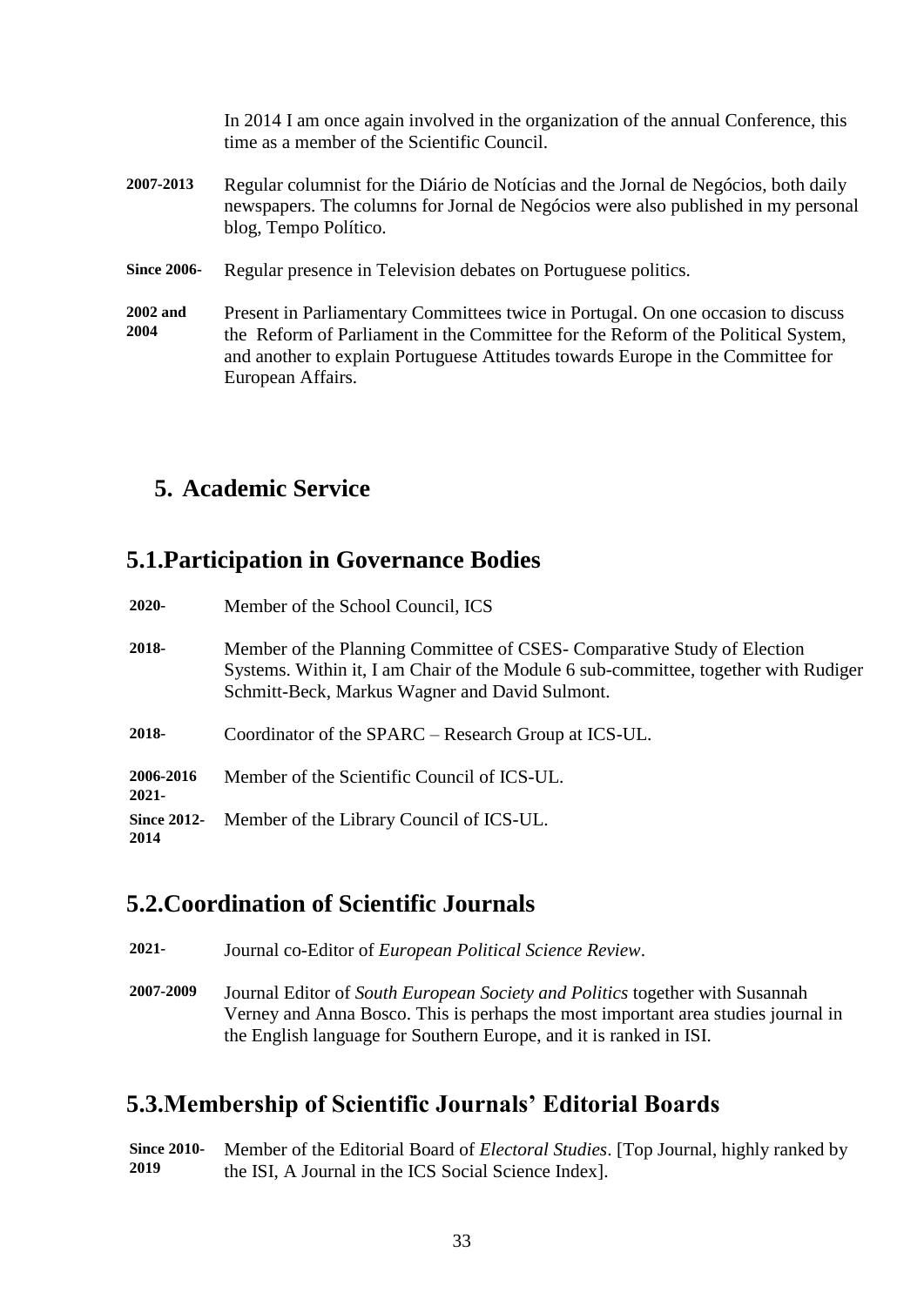In 2014 I am once again involved in the organization of the annual Conference, this time as a member of the Scientific Council.

**2007-2013** Regular columnist for the Diário de Notícias and the Jornal de Negócios, both daily newspapers. The columns for Jornal de Negócios were also published in my personal blog, Tempo Político.

**Since 2006-** Regular presence in Television debates on Portuguese politics.

**2002 and 2004** Present in Parliamentary Committees twice in Portugal. On one occasion to discuss the Reform of Parliament in the Committee for the Reform of the Political System, and another to explain Portuguese Attitudes towards Europe in the Committee for European Affairs.

## 5. Academic Service

## 5.1. Participation in Governance Bodies

**2020-** Member of the School Council, ICS

**2018-** Member of the Planning Committee of CSES- Comparative Study of Election Systems. Within it, I am Chair of the Module 6 sub-committee, together with Rudiger Schmitt-Beck, Markus Wagner and David Sulmont.

**2018-** Coordinator of the SPARC – Research Group at ICS-UL.

**2006-2016 2021-** Member of the Scientific Council of ICS-UL.

**Since 2012-2014** Member of the Library Council of ICS-UL.

## 5.2. Coordination of Scientific Journals

**2021-** Journal co-Editor of *European Political Science Review*.

**2007-2009** Journal Editor of *South European Society and Politics* together with Susannah Verney and Anna Bosco. This is perhaps the most important area studies journal in the English language for Southern Europe, and it is ranked in ISI.

## 5.3. Membership of Scientific Journals' Editorial Boards

**Since 2010-2019** Member of the Editorial Board of *Electoral Studies*. [Top Journal, highly ranked by the ISI, A Journal in the ICS Social Science Index].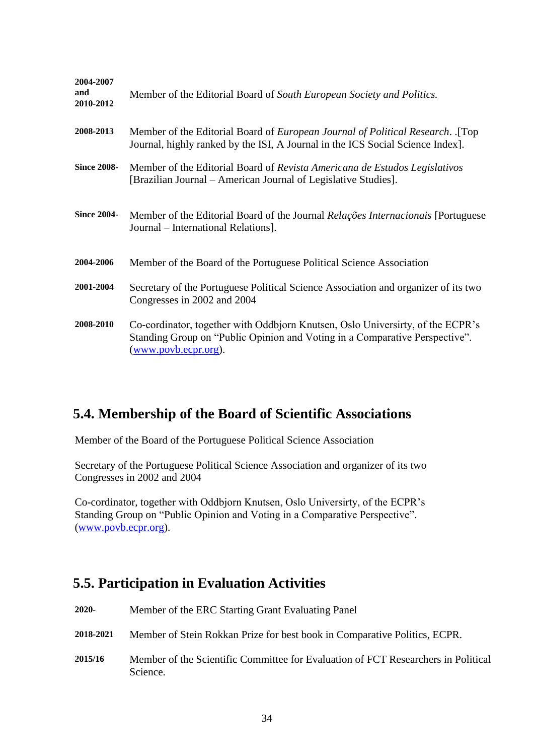**2004-2007 and 2010-2012** Member of the Editorial Board of *South European Society and Politics.*

**2008-2013** Member of the Editorial Board of *European Journal of Political Research*. .[Top Journal, highly ranked by the ISI, A Journal in the ICS Social Science Index].

**Since 2008-** Member of the Editorial Board of *Revista Americana de Estudos Legislativos* [Brazilian Journal – American Journal of Legislative Studies].

**Since 2004-** Member of the Editorial Board of the Journal *Relações Internacionais* [Portuguese Journal – International Relations].

**2004-2006** Member of the Board of the Portuguese Political Science Association

**2001-2004** Secretary of the Portuguese Political Science Association and organizer of its two Congresses in 2002 and 2004

**2008-2010** Co-cordinator, together with Oddbjorn Knutsen, Oslo Universirty, of the ECPR's Standing Group on "Public Opinion and Voting in a Comparative Perspective". (www.povb.ecpr.org).

## 5.4. Membership of the Board of Scientific Associations

Member of the Board of the Portuguese Political Science Association

Secretary of the Portuguese Political Science Association and organizer of its two Congresses in 2002 and 2004

Co-cordinator, together with Oddbjorn Knutsen, Oslo Universirty, of the ECPR's Standing Group on "Public Opinion and Voting in a Comparative Perspective". (www.povb.ecpr.org).

## 5.5. Participation in Evaluation Activities

**2020-** Member of the ERC Starting Grant Evaluating Panel

**2018-2021** Member of Stein Rokkan Prize for best book in Comparative Politics, ECPR.

**2015/16** Member of the Scientific Committee for Evaluation of FCT Researchers in Political Science.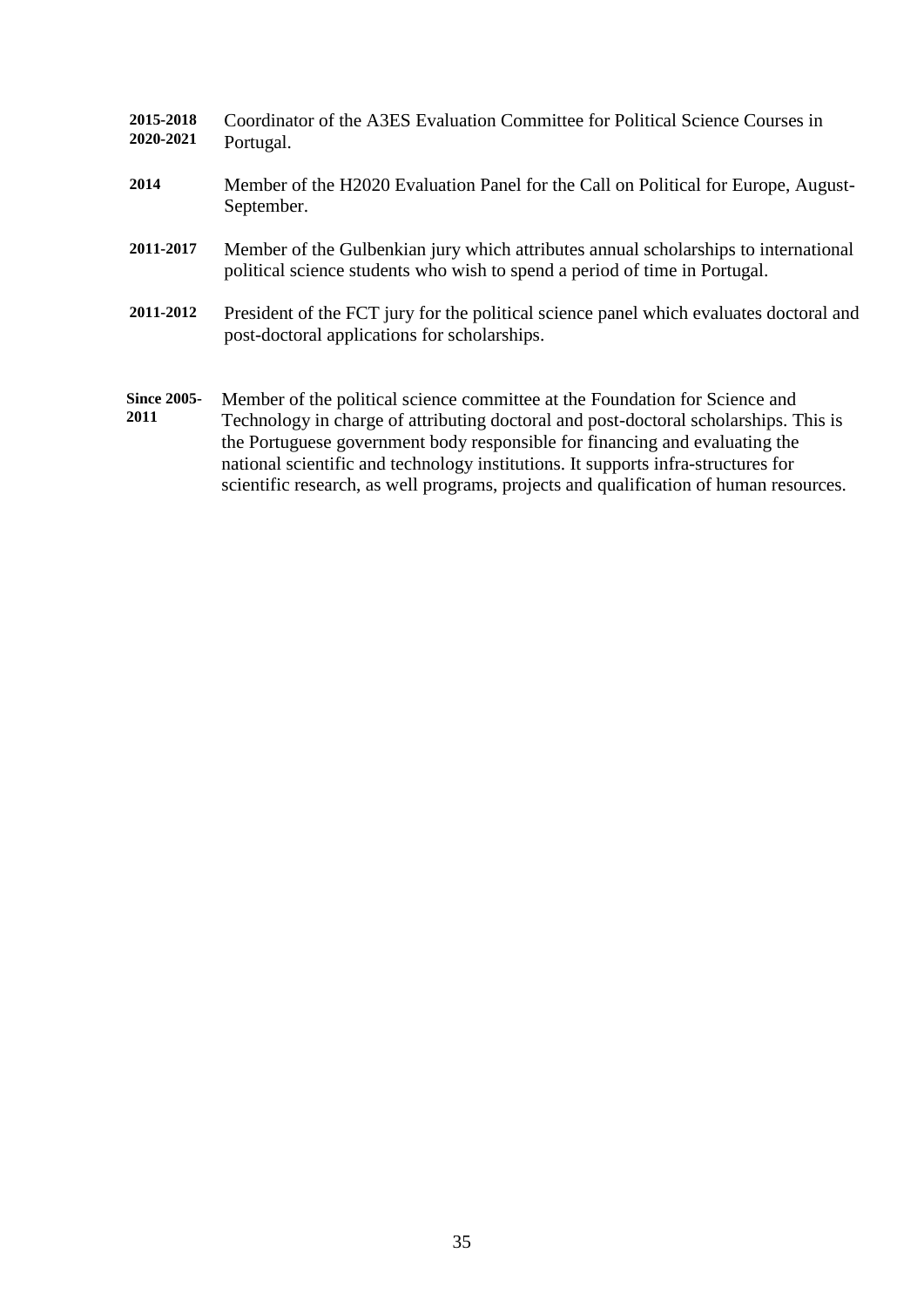**2015-2018**
**2020-2021** Coordinator of the A3ES Evaluation Committee for Political Science Courses in Portugal.

**2014** Member of the H2020 Evaluation Panel for the Call on Political for Europe, August-September.

**2011-2017** Member of the Gulbenkian jury which attributes annual scholarships to international political science students who wish to spend a period of time in Portugal.

**2011-2012** President of the FCT jury for the political science panel which evaluates doctoral and post-doctoral applications for scholarships.

**Since 2005-2011** Member of the political science committee at the Foundation for Science and Technology in charge of attributing doctoral and post-doctoral scholarships. This is the Portuguese government body responsible for financing and evaluating the national scientific and technology institutions. It supports infra-structures for scientific research, as well programs, projects and qualification of human resources.